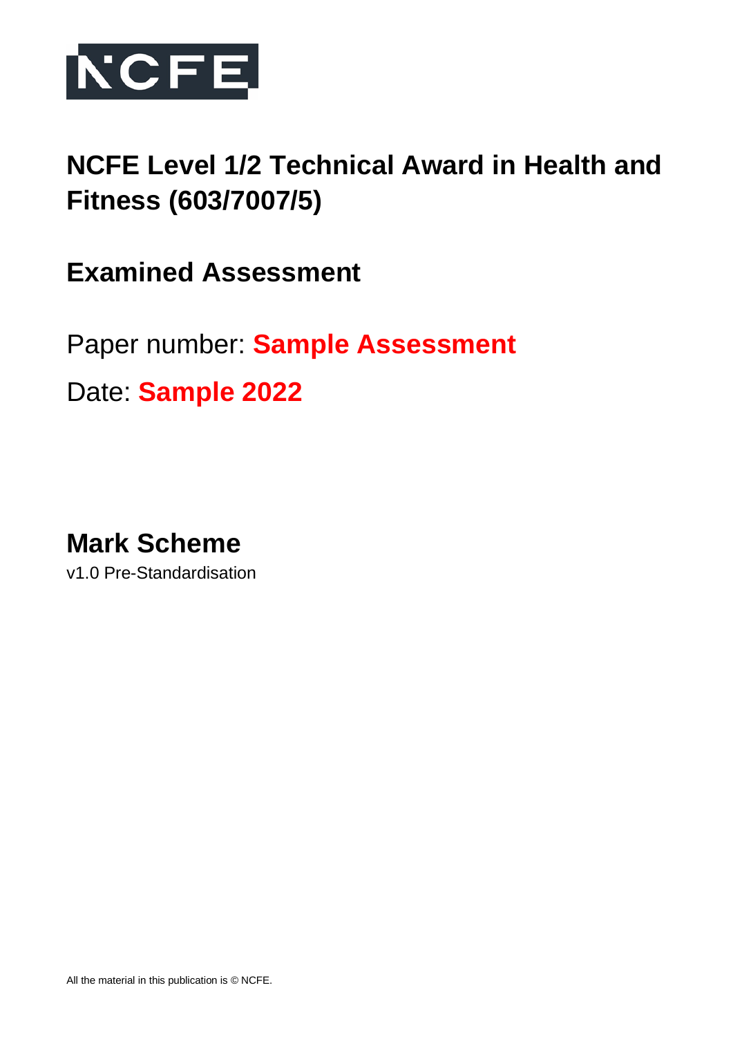# NCFE Level 1/2 Technical Award in Health and Fitness (603/7007/5)

## Examined Assessment

Paper number: **Sample Assessment**

Date: **Sample 2022**

## Mark Scheme

v1.0 Pre-Standardisation

All the material in this publication is © NCFE.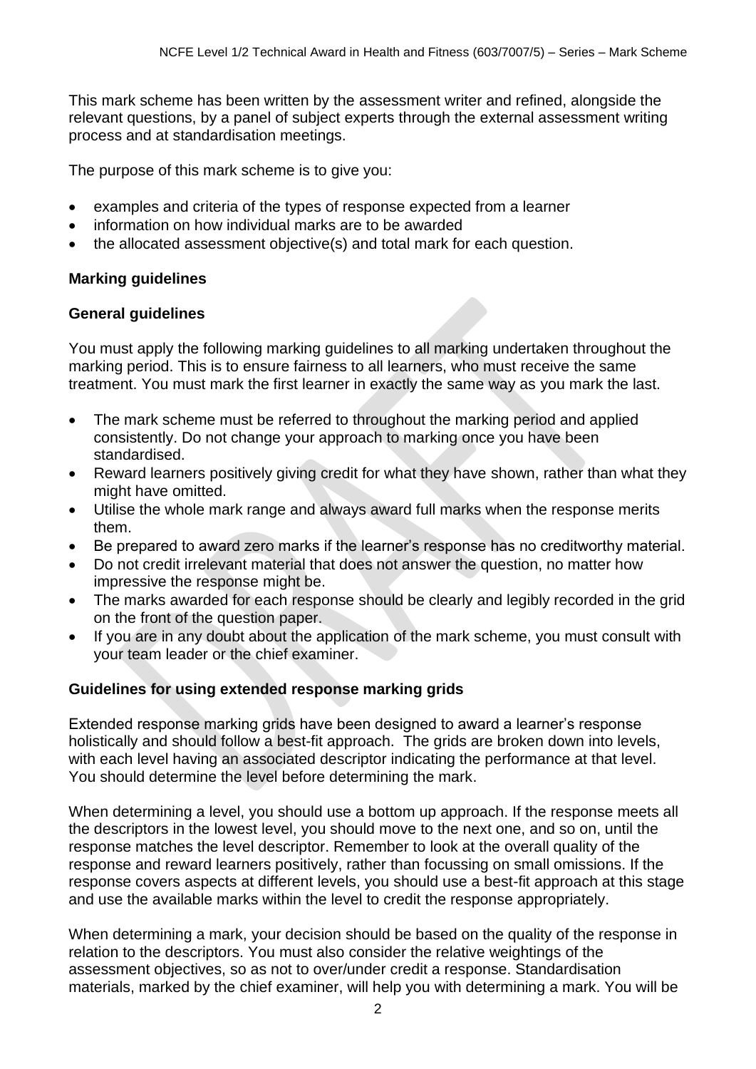This mark scheme has been written by the assessment writer and refined, alongside the relevant questions, by a panel of subject experts through the external assessment writing process and at standardisation meetings.

The purpose of this mark scheme is to give you:

- examples and criteria of the types of response expected from a learner
- information on how individual marks are to be awarded
- the allocated assessment objective(s) and total mark for each question.

**Marking guidelines**

**General guidelines**

You must apply the following marking guidelines to all marking undertaken throughout the marking period. This is to ensure fairness to all learners, who must receive the same treatment. You must mark the first learner in exactly the same way as you mark the last.

- The mark scheme must be referred to throughout the marking period and applied consistently. Do not change your approach to marking once you have been standardised.
- Reward learners positively giving credit for what they have shown, rather than what they might have omitted.
- Utilise the whole mark range and always award full marks when the response merits them.
- Be prepared to award zero marks if the learner's response has no creditworthy material.
- Do not credit irrelevant material that does not answer the question, no matter how impressive the response might be.
- The marks awarded for each response should be clearly and legibly recorded in the grid on the front of the question paper.
- If you are in any doubt about the application of the mark scheme, you must consult with your team leader or the chief examiner.

**Guidelines for using extended response marking grids**

Extended response marking grids have been designed to award a learner's response holistically and should follow a best-fit approach. The grids are broken down into levels, with each level having an associated descriptor indicating the performance at that level. You should determine the level before determining the mark.

When determining a level, you should use a bottom up approach. If the response meets all the descriptors in the lowest level, you should move to the next one, and so on, until the response matches the level descriptor. Remember to look at the overall quality of the response and reward learners positively, rather than focussing on small omissions. If the response covers aspects at different levels, you should use a best-fit approach at this stage and use the available marks within the level to credit the response appropriately.

When determining a mark, your decision should be based on the quality of the response in relation to the descriptors. You must also consider the relative weightings of the assessment objectives, so as not to over/under credit a response. Standardisation materials, marked by the chief examiner, will help you with determining a mark. You will be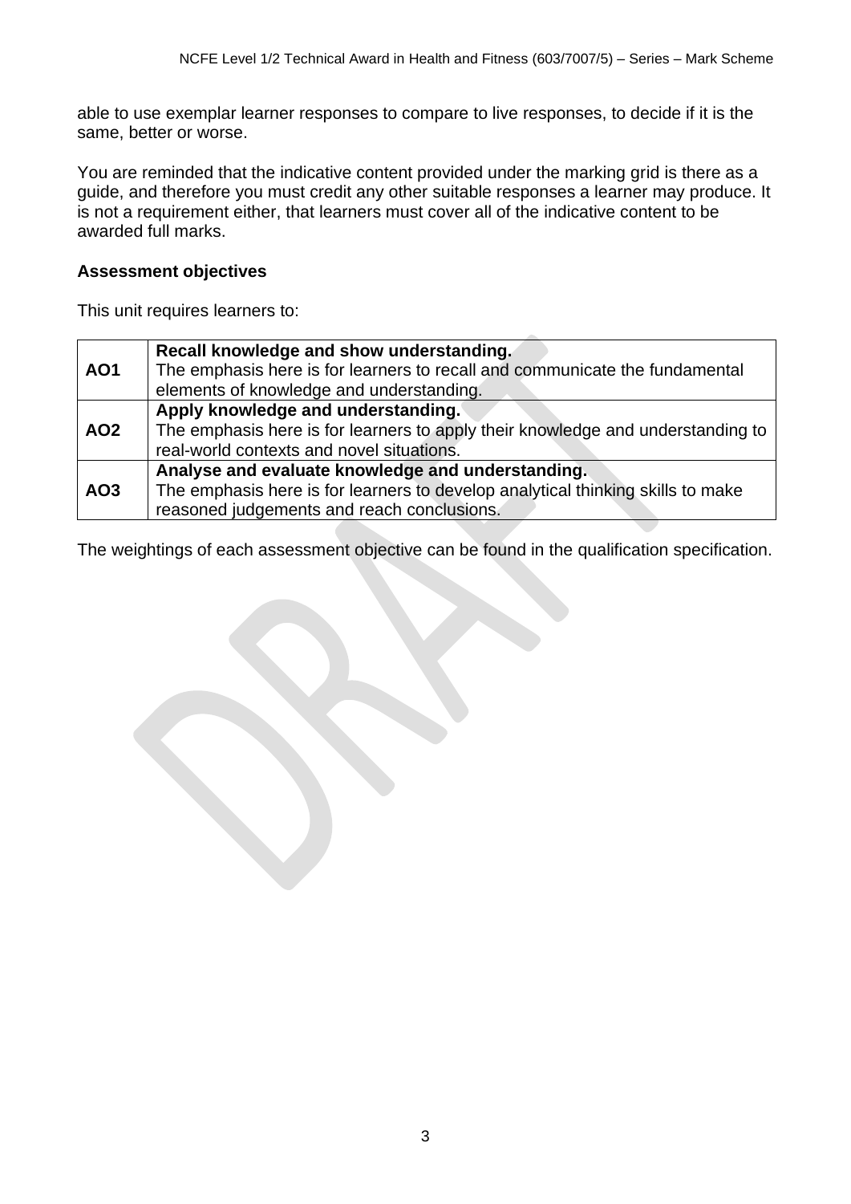able to use exemplar learner responses to compare to live responses, to decide if it is the same, better or worse.

You are reminded that the indicative content provided under the marking grid is there as a guide, and therefore you must credit any other suitable responses a learner may produce. It is not a requirement either, that learners must cover all of the indicative content to be awarded full marks.

**Assessment objectives**

This unit requires learners to:

| | |
|---|---|
| **AO1** | **Recall knowledge and show understanding.** The emphasis here is for learners to recall and communicate the fundamental elements of knowledge and understanding. |
| **AO2** | **Apply knowledge and understanding.** The emphasis here is for learners to apply their knowledge and understanding to real-world contexts and novel situations. |
| **AO3** | **Analyse and evaluate knowledge and understanding.** The emphasis here is for learners to develop analytical thinking skills to make reasoned judgements and reach conclusions. |

The weightings of each assessment objective can be found in the qualification specification.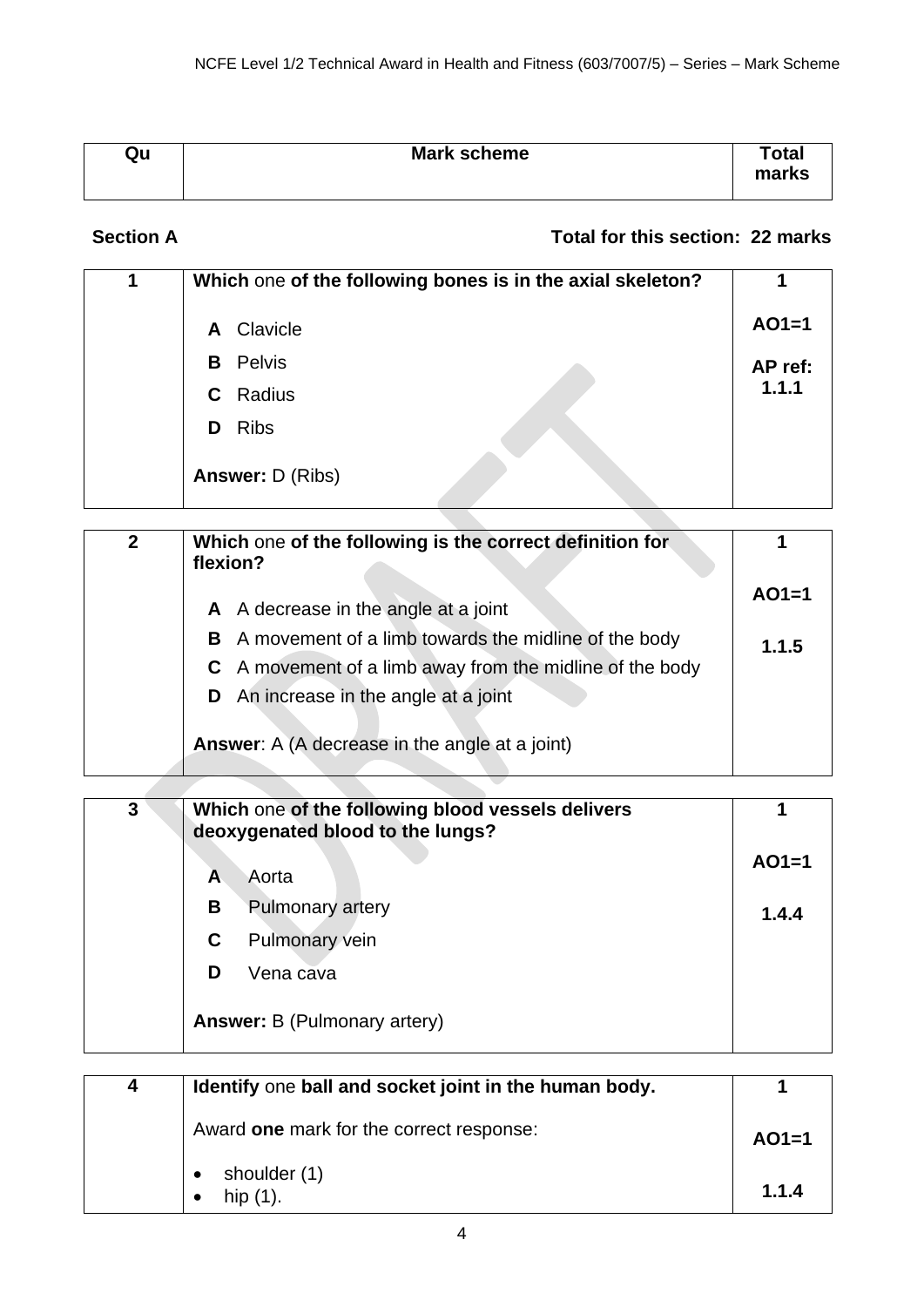| Qu | Mark scheme | Total marks |
|---|---|---|

**Section A** **Total for this section: 22 marks**

| | | |
|---|---|---|
| 1 | **Which** one **of the following bones is in the axial skeleton?**<br><br>**A** Clavicle<br>**B** Pelvis<br>**C** Radius<br>**D** Ribs<br><br>**Answer:** D (Ribs) | **1**<br><br>**AO1=1**<br><br>**AP ref: 1.1.1** |

| | | |
|---|---|---|
| 2 | **Which** one **of the following is the correct definition for flexion?**<br><br>**A** A decrease in the angle at a joint<br>**B** A movement of a limb towards the midline of the body<br>**C** A movement of a limb away from the midline of the body<br>**D** An increase in the angle at a joint<br><br>**Answer**: A (A decrease in the angle at a joint) | **1**<br><br>**AO1=1**<br><br>**1.1.5** |

| | | |
|---|---|---|
| 3 | **Which** one **of the following blood vessels delivers deoxygenated blood to the lungs?**<br><br>**A** Aorta<br>**B** Pulmonary artery<br>**C** Pulmonary vein<br>**D** Vena cava<br><br>**Answer:** B (Pulmonary artery) | **1**<br><br>**AO1=1**<br><br>**1.4.4** |

| | | |
|---|---|---|
| 4 | **Identify** one **ball and socket joint in the human body.**<br><br>Award **one** mark for the correct response:<br><br>• shoulder (1)<br>• hip (1). | **1**<br><br>**AO1=1**<br><br>**1.1.4** |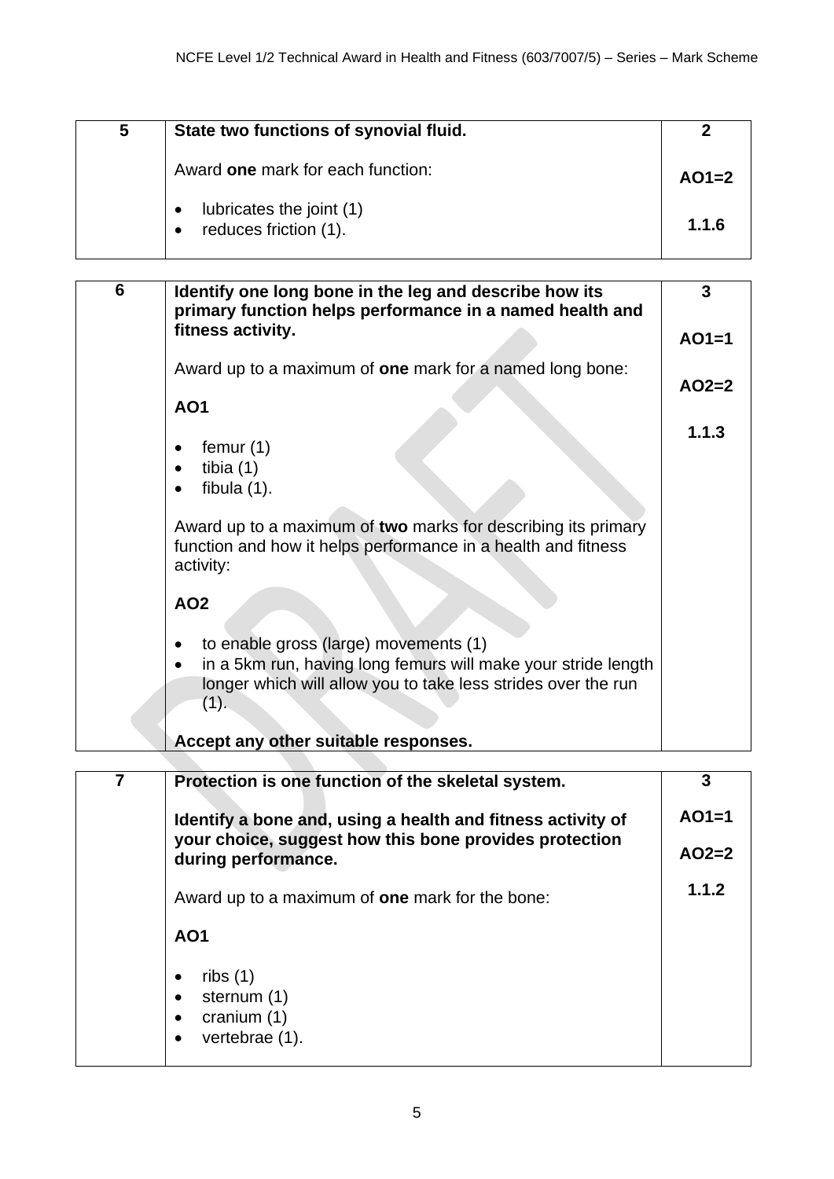| 5 | **State two functions of synovial fluid.**<br><br>Award **one** mark for each function:<br><br>• lubricates the joint (1)<br>• reduces friction (1). | **2**<br><br>**AO1=2**<br><br>**1.1.6** |
|---|---|---|

| 6 | **Identify one long bone in the leg and describe how its primary function helps performance in a named health and fitness activity.**<br><br>Award up to a maximum of **one** mark for a named long bone:<br><br>**AO1**<br><br>• femur (1)<br>• tibia (1)<br>• fibula (1).<br><br>Award up to a maximum of **two** marks for describing its primary function and how it helps performance in a health and fitness activity:<br><br>**AO2**<br><br>• to enable gross (large) movements (1)<br>• in a 5km run, having long femurs will make your stride length longer which will allow you to take less strides over the run (1).<br><br>**Accept any other suitable responses.** | **3**<br><br>**AO1=1**<br><br>**AO2=2**<br><br>**1.1.3** |
|---|---|---|

| 7 | **Protection is one function of the skeletal system.**<br><br>**Identify a bone and, using a health and fitness activity of your choice, suggest how this bone provides protection during performance.**<br><br>Award up to a maximum of **one** mark for the bone:<br><br>**AO1**<br><br>• ribs (1)<br>• sternum (1)<br>• cranium (1)<br>• vertebrae (1). | **3**<br><br>**AO1=1**<br><br>**AO2=2**<br><br>**1.1.2** |
|---|---|---|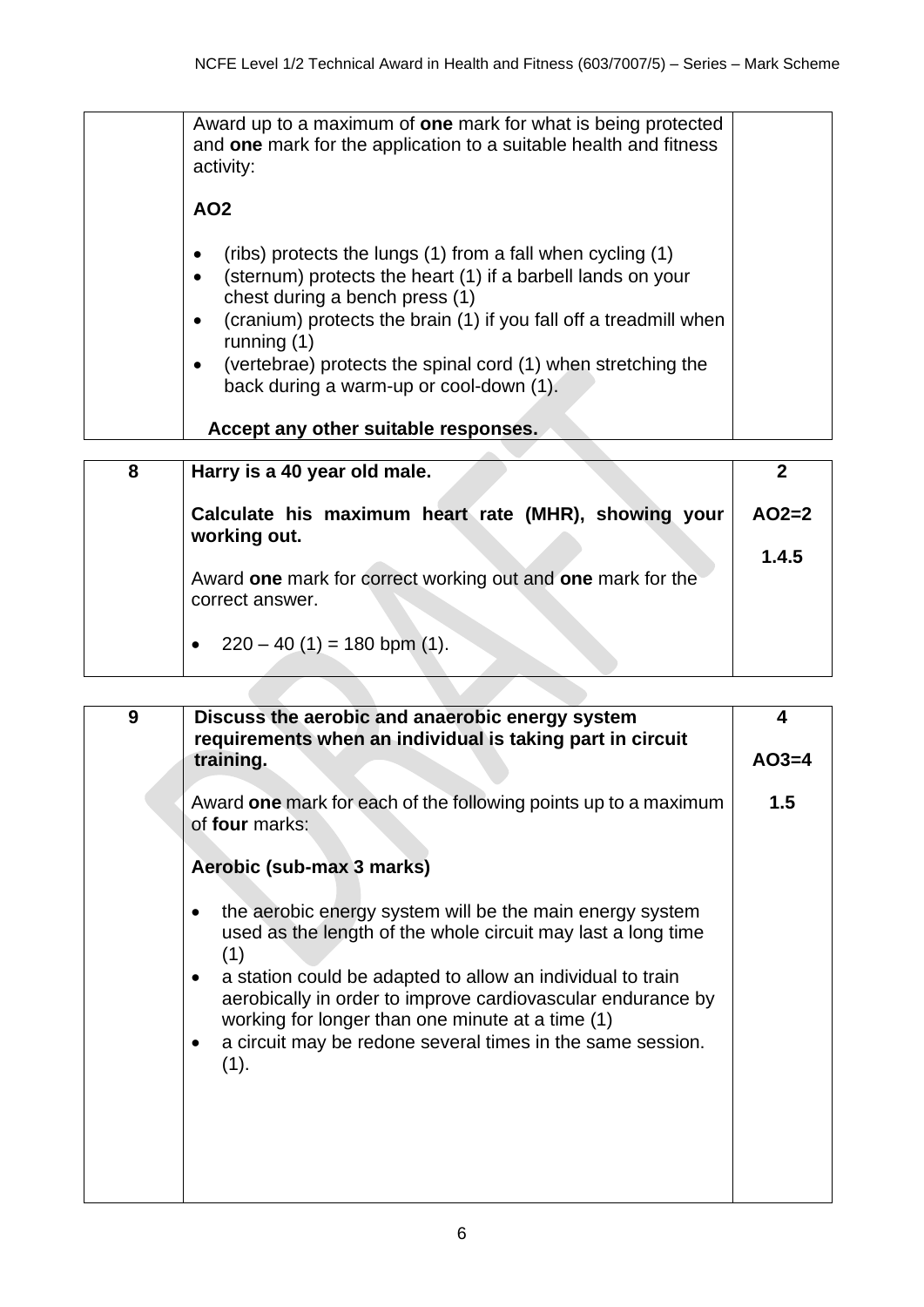| | | |
|---|---|---|
| | Award up to a maximum of **one** mark for what is being protected and **one** mark for the application to a suitable health and fitness activity:<br><br>**AO2**<br><br>• (ribs) protects the lungs (1) from a fall when cycling (1)<br>• (sternum) protects the heart (1) if a barbell lands on your chest during a bench press (1)<br>• (cranium) protects the brain (1) if you fall off a treadmill when running (1)<br>• (vertebrae) protects the spinal cord (1) when stretching the back during a warm-up or cool-down (1).<br><br>**Accept any other suitable responses.** | |

| | | |
|---|---|---|
| **8** | **Harry is a 40 year old male.**<br><br>**Calculate his maximum heart rate (MHR), showing your working out.**<br><br>Award **one** mark for correct working out and **one** mark for the correct answer.<br><br>• 220 – 40 (1) = 180 bpm (1). | **2**<br><br>**AO2=2**<br><br>**1.4.5** |

| | | |
|---|---|---|
| **9** | **Discuss the aerobic and anaerobic energy system requirements when an individual is taking part in circuit training.**<br><br>Award **one** mark for each of the following points up to a maximum of **four** marks:<br><br>**Aerobic (sub-max 3 marks)**<br><br>• the aerobic energy system will be the main energy system used as the length of the whole circuit may last a long time (1)<br>• a station could be adapted to allow an individual to train aerobically in order to improve cardiovascular endurance by working for longer than one minute at a time (1)<br>• a circuit may be redone several times in the same session. (1). | **4**<br><br>**AO3=4**<br><br>**1.5** |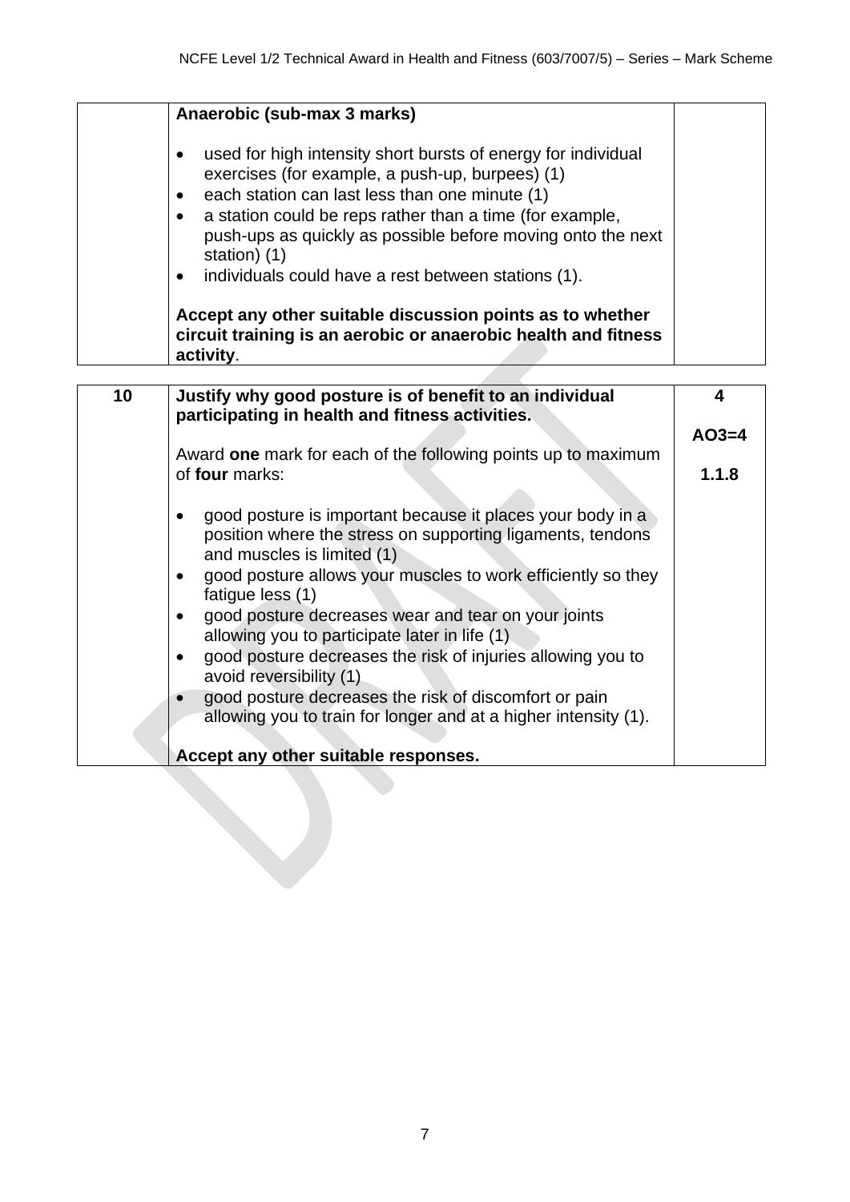| | | |
|---|---|---|
| | **Anaerobic (sub-max 3 marks)**<br><br>• used for high intensity short bursts of energy for individual exercises (for example, a push-up, burpees) (1)<br>• each station can last less than one minute (1)<br>• a station could be reps rather than a time (for example, push-ups as quickly as possible before moving onto the next station) (1)<br>• individuals could have a rest between stations (1).<br><br>**Accept any other suitable discussion points as to whether circuit training is an aerobic or anaerobic health and fitness activity**. | |

| | | |
|---|---|---|
| **10** | **Justify why good posture is of benefit to an individual participating in health and fitness activities.**<br><br>Award **one** mark for each of the following points up to maximum of **four** marks:<br><br>• good posture is important because it places your body in a position where the stress on supporting ligaments, tendons and muscles is limited (1)<br>• good posture allows your muscles to work efficiently so they fatigue less (1)<br>• good posture decreases wear and tear on your joints allowing you to participate later in life (1)<br>• good posture decreases the risk of injuries allowing you to avoid reversibility (1)<br>• good posture decreases the risk of discomfort or pain allowing you to train for longer and at a higher intensity (1).<br><br>**Accept any other suitable responses.** | **4**<br><br>**AO3=4**<br><br>**1.1.8** |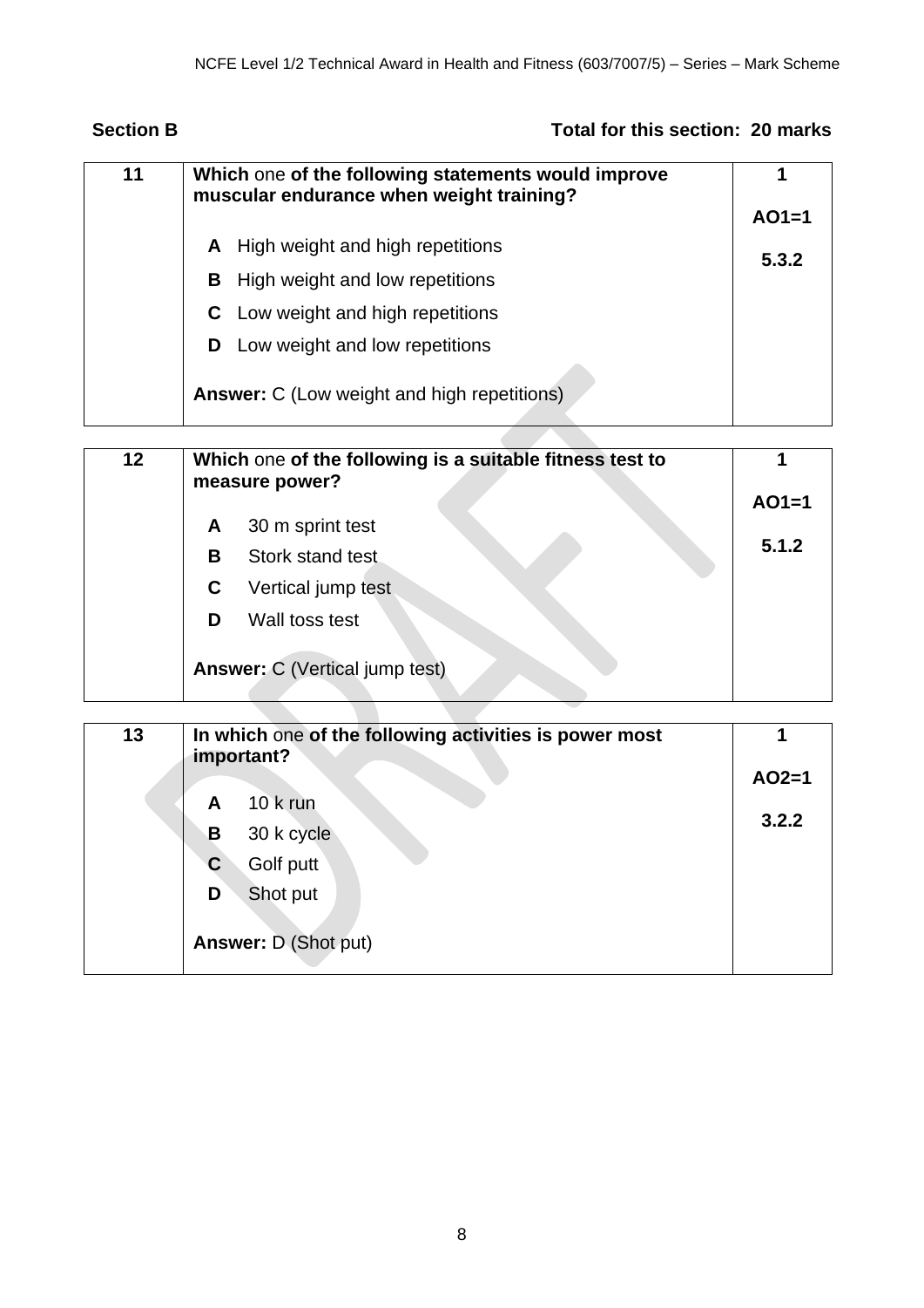**Section B** **Total for this section: 20 marks**

| 11 | **Which** one **of the following statements would improve muscular endurance when weight training?**<br><br>**A** High weight and high repetitions<br>**B** High weight and low repetitions<br>**C** Low weight and high repetitions<br>**D** Low weight and low repetitions<br><br>**Answer:** C (Low weight and high repetitions) | **1**<br><br>**AO1=1**<br><br>**5.3.2** |
|---|---|---|

| 12 | **Which** one **of the following is a suitable fitness test to measure power?**<br><br>**A** 30 m sprint test<br>**B** Stork stand test<br>**C** Vertical jump test<br>**D** Wall toss test<br><br>**Answer:** C (Vertical jump test) | **1**<br><br>**AO1=1**<br><br>**5.1.2** |
|---|---|---|

| 13 | **In which** one **of the following activities is power most important?**<br><br>**A** 10 k run<br>**B** 30 k cycle<br>**C** Golf putt<br>**D** Shot put<br><br>**Answer:** D (Shot put) | **1**<br><br>**AO2=1**<br><br>**3.2.2** |
|---|---|---|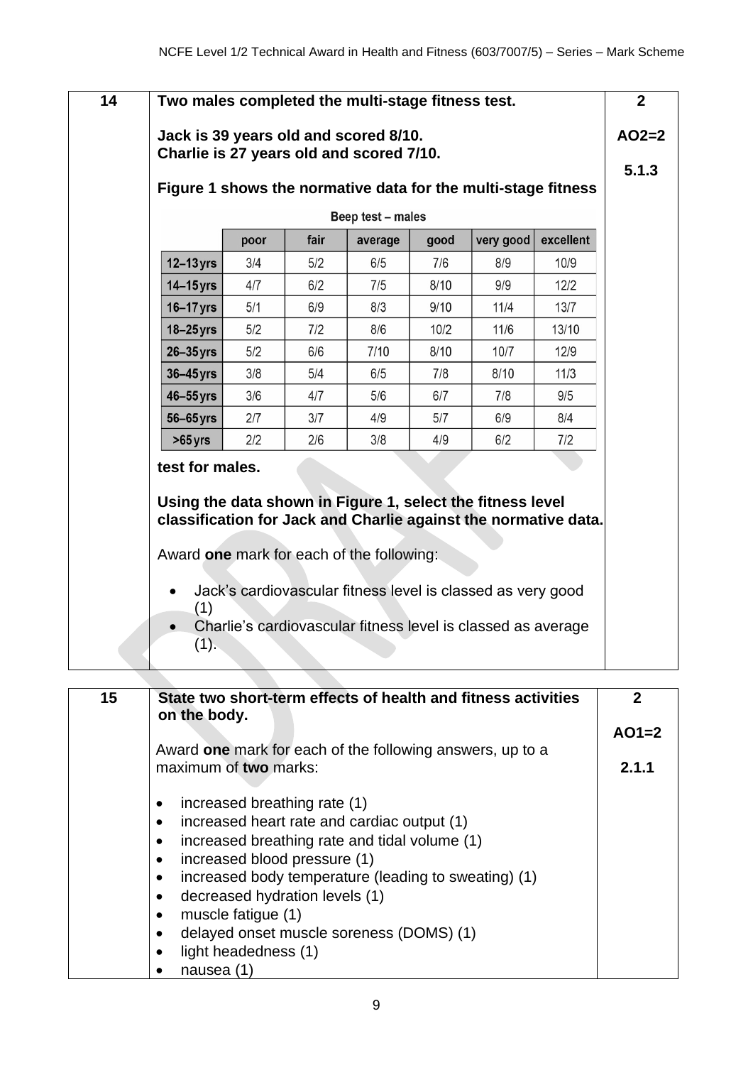| 14 | **Two males completed the multi-stage fitness test.** | **2** |
|---|---|---|
| | **Jack is 39 years old and scored 8/10.** **Charlie is 27 years old and scored 7/10.** | **AO2=2** |
| | **Figure 1 shows the normative data for the multi-stage fitness test for males.** | **5.1.3** |

**Beep test – males**

| | poor | fair | average | good | very good | excellent |
|---|---|---|---|---|---|---|
| **12–13 yrs** | 3/4 | 5/2 | 6/5 | 7/6 | 8/9 | 10/9 |
| **14–15 yrs** | 4/7 | 6/2 | 7/5 | 8/10 | 9/9 | 12/2 |
| **16–17 yrs** | 5/1 | 6/9 | 8/3 | 9/10 | 11/4 | 13/7 |
| **18–25 yrs** | 5/2 | 7/2 | 8/6 | 10/2 | 11/6 | 13/10 |
| **26–35 yrs** | 5/2 | 6/6 | 7/10 | 8/10 | 10/7 | 12/9 |
| **36–45 yrs** | 3/8 | 5/4 | 6/5 | 7/8 | 8/10 | 11/3 |
| **46–55 yrs** | 3/6 | 4/7 | 5/6 | 6/7 | 7/8 | 9/5 |
| **56–65 yrs** | 2/7 | 3/7 | 4/9 | 5/7 | 6/9 | 8/4 |
| **>65 yrs** | 2/2 | 2/6 | 3/8 | 4/9 | 6/2 | 7/2 |

**Using the data shown in Figure 1, select the fitness level classification for Jack and Charlie against the normative data.**

Award **one** mark for each of the following:

- Jack's cardiovascular fitness level is classed as very good (1)
- Charlie's cardiovascular fitness level is classed as average (1).

| 15 | **State two short-term effects of health and fitness activities on the body.** | **2** |
|---|---|---|
| | Award **one** mark for each of the following answers, up to a maximum of **two** marks: | **AO1=2** **2.1.1** |

- increased breathing rate (1)
- increased heart rate and cardiac output (1)
- increased breathing rate and tidal volume (1)
- increased blood pressure (1)
- increased body temperature (leading to sweating) (1)
- decreased hydration levels (1)
- muscle fatigue (1)
- delayed onset muscle soreness (DOMS) (1)
- light headedness (1)
- nausea (1)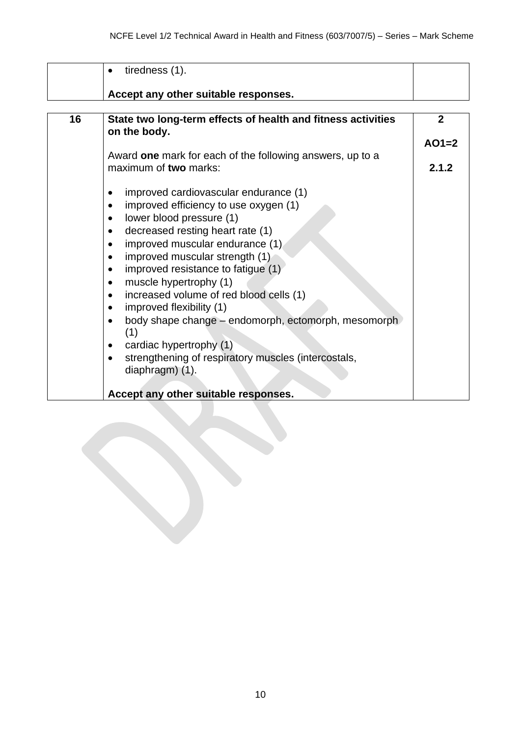| | | |
|---|---|---|
| | • tiredness (1).<br><br>**Accept any other suitable responses.** | |

| | | |
|---|---|---|
| **16** | **State two long-term effects of health and fitness activities on the body.**<br><br>Award **one** mark for each of the following answers, up to a maximum of **two** marks:<br><br>• improved cardiovascular endurance (1)<br>• improved efficiency to use oxygen (1)<br>• lower blood pressure (1)<br>• decreased resting heart rate (1)<br>• improved muscular endurance (1)<br>• improved muscular strength (1)<br>• improved resistance to fatigue (1)<br>• muscle hypertrophy (1)<br>• increased volume of red blood cells (1)<br>• improved flexibility (1)<br>• body shape change – endomorph, ectomorph, mesomorph (1)<br>• cardiac hypertrophy (1)<br>• strengthening of respiratory muscles (intercostals, diaphragm) (1).<br><br>**Accept any other suitable responses.** | **2**<br><br>**AO1=2**<br><br>**2.1.2** |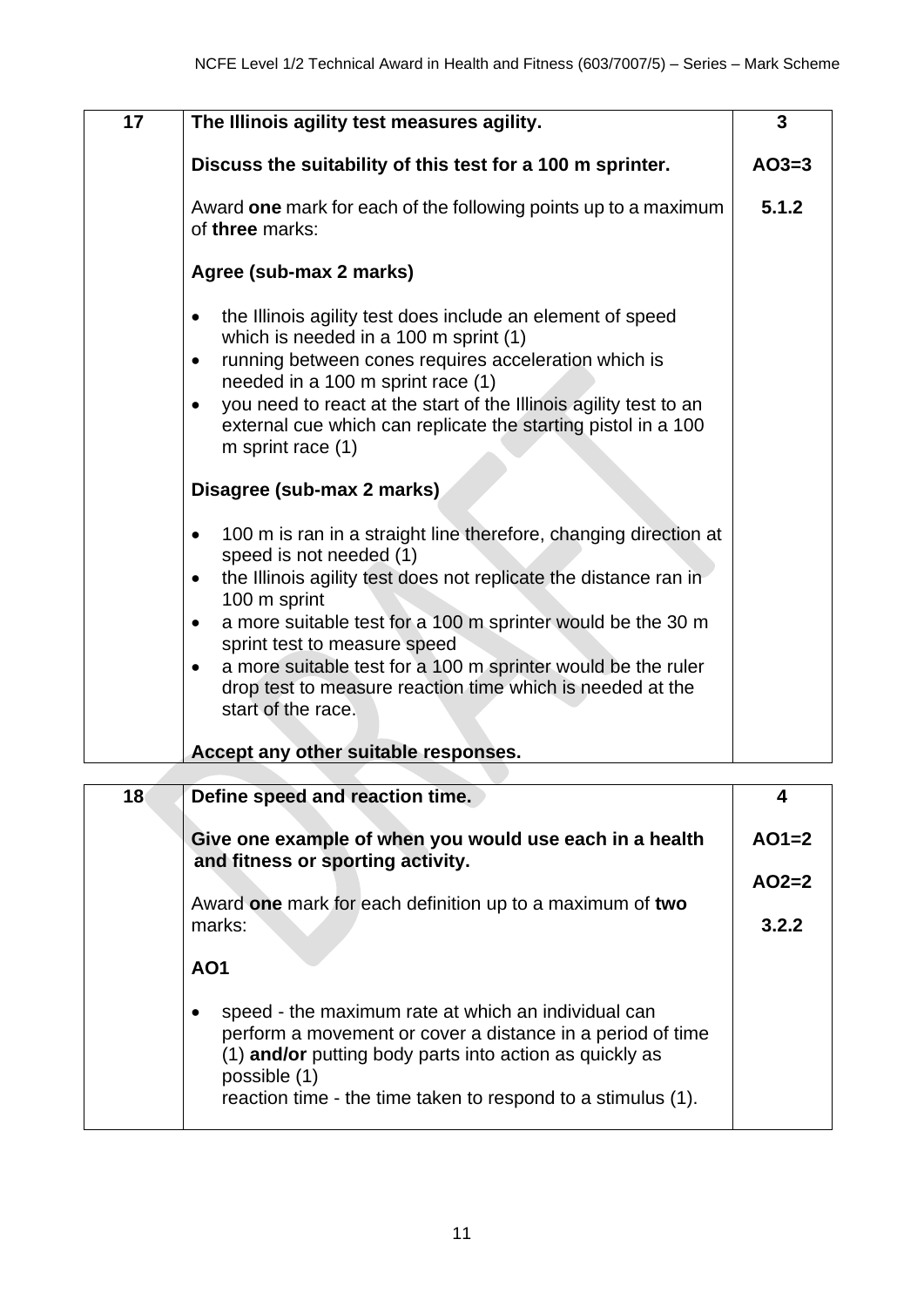| 17 | **The Illinois agility test measures agility.**<br><br>**Discuss the suitability of this test for a 100 m sprinter.**<br><br>Award **one** mark for each of the following points up to a maximum of **three** marks:<br><br>**Agree (sub-max 2 marks)**<br><br>• the Illinois agility test does include an element of speed which is needed in a 100 m sprint (1)<br>• running between cones requires acceleration which is needed in a 100 m sprint race (1)<br>• you need to react at the start of the Illinois agility test to an external cue which can replicate the starting pistol in a 100 m sprint race (1)<br><br>**Disagree (sub-max 2 marks)**<br><br>• 100 m is ran in a straight line therefore, changing direction at speed is not needed (1)<br>• the Illinois agility test does not replicate the distance ran in 100 m sprint<br>• a more suitable test for a 100 m sprinter would be the 30 m sprint test to measure speed<br>• a more suitable test for a 100 m sprinter would be the ruler drop test to measure reaction time which is needed at the start of the race.<br><br>**Accept any other suitable responses.** | **3**<br><br>**AO3=3**<br><br>**5.1.2** |
|---|---|---|

| 18 | **Define speed and reaction time.**<br><br>**Give one example of when you would use each in a health and fitness or sporting activity.**<br><br>Award **one** mark for each definition up to a maximum of **two** marks:<br><br>**AO1**<br><br>• speed - the maximum rate at which an individual can perform a movement or cover a distance in a period of time (1) **and/or** putting body parts into action as quickly as possible (1)<br>reaction time - the time taken to respond to a stimulus (1). | **4**<br><br>**AO1=2**<br><br>**AO2=2**<br><br>**3.2.2** |
|---|---|---|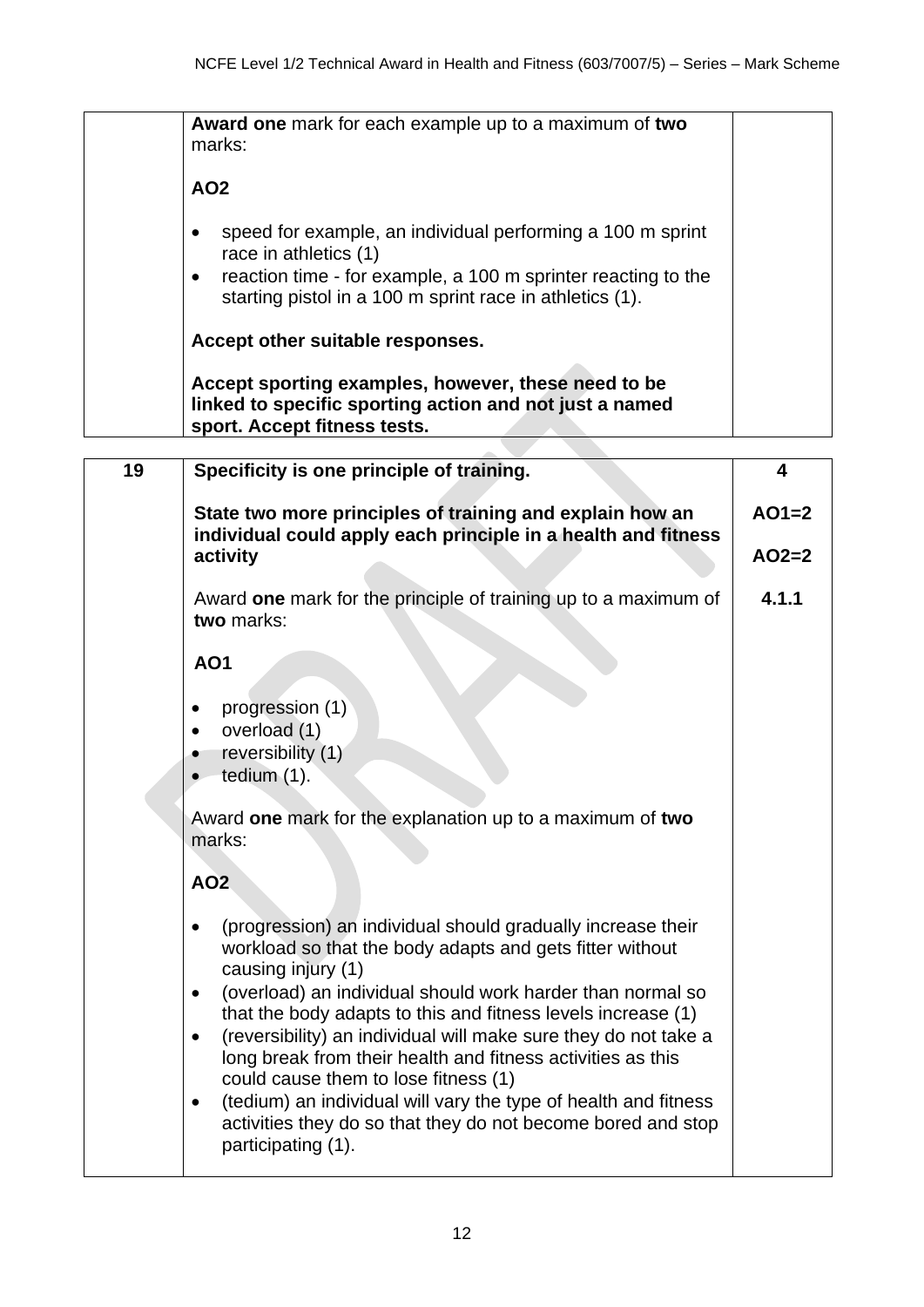| | | |
|---|---|---|
| | **Award one** mark for each example up to a maximum of **two** marks:<br><br>**AO2**<br><br>• speed for example, an individual performing a 100 m sprint race in athletics (1)<br>• reaction time - for example, a 100 m sprinter reacting to the starting pistol in a 100 m sprint race in athletics (1).<br><br>**Accept other suitable responses.**<br><br>**Accept sporting examples, however, these need to be linked to specific sporting action and not just a named sport. Accept fitness tests.** | |

| | | |
|---|---|---|
| **19** | **Specificity is one principle of training.**<br><br>**State two more principles of training and explain how an individual could apply each principle in a health and fitness activity**<br><br>Award **one** mark for the principle of training up to a maximum of **two** marks:<br><br>**AO1**<br><br>• progression (1)<br>• overload (1)<br>• reversibility (1)<br>• tedium (1).<br><br>Award **one** mark for the explanation up to a maximum of **two** marks:<br><br>**AO2**<br><br>• (progression) an individual should gradually increase their workload so that the body adapts and gets fitter without causing injury (1)<br>• (overload) an individual should work harder than normal so that the body adapts to this and fitness levels increase (1)<br>• (reversibility) an individual will make sure they do not take a long break from their health and fitness activities as this could cause them to lose fitness (1)<br>• (tedium) an individual will vary the type of health and fitness activities they do so that they do not become bored and stop participating (1). | **4**<br><br>**AO1=2**<br><br>**AO2=2**<br><br>**4.1.1** |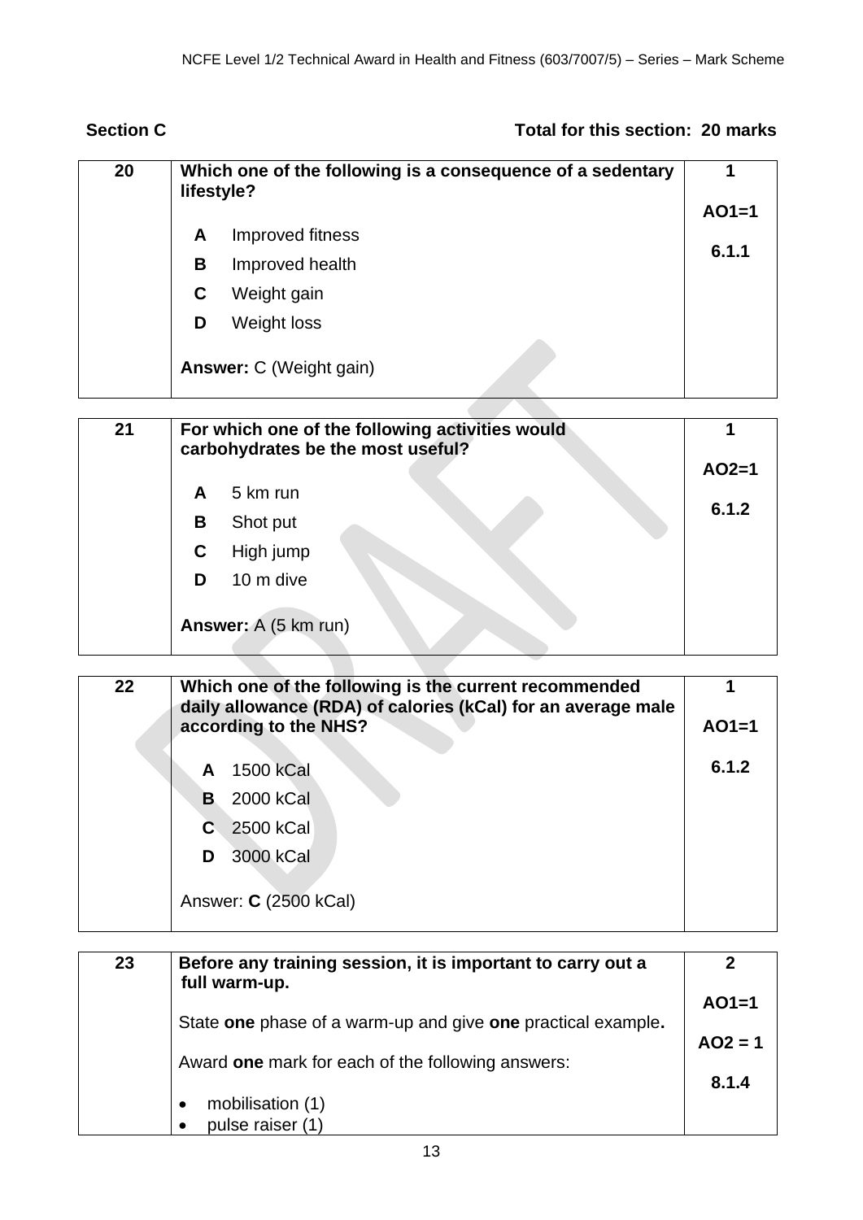**Section C** **Total for this section: 20 marks**

| | | |
|---|---|---|
| 20 | **Which one of the following is a consequence of a sedentary lifestyle?**<br><br>**A** Improved fitness<br>**B** Improved health<br>**C** Weight gain<br>**D** Weight loss<br><br>**Answer:** C (Weight gain) | **1**<br><br>**AO1=1**<br><br>**6.1.1** |

| | | |
|---|---|---|
| 21 | **For which one of the following activities would carbohydrates be the most useful?**<br><br>**A** 5 km run<br>**B** Shot put<br>**C** High jump<br>**D** 10 m dive<br><br>**Answer:** A (5 km run) | **1**<br><br>**AO2=1**<br><br>**6.1.2** |

| | | |
|---|---|---|
| 22 | **Which one of the following is the current recommended daily allowance (RDA) of calories (kCal) for an average male according to the NHS?**<br><br>**A** 1500 kCal<br>**B** 2000 kCal<br>**C** 2500 kCal<br>**D** 3000 kCal<br><br>Answer: **C** (2500 kCal) | **1**<br><br>**AO1=1**<br><br>**6.1.2** |

| | | |
|---|---|---|
| 23 | **Before any training session, it is important to carry out a full warm-up.**<br><br>State **one** phase of a warm-up and give **one** practical example.<br><br>Award **one** mark for each of the following answers:<br><br>• mobilisation (1)<br>• pulse raiser (1) | **2**<br><br>**AO1=1**<br><br>**AO2 = 1**<br><br>**8.1.4** |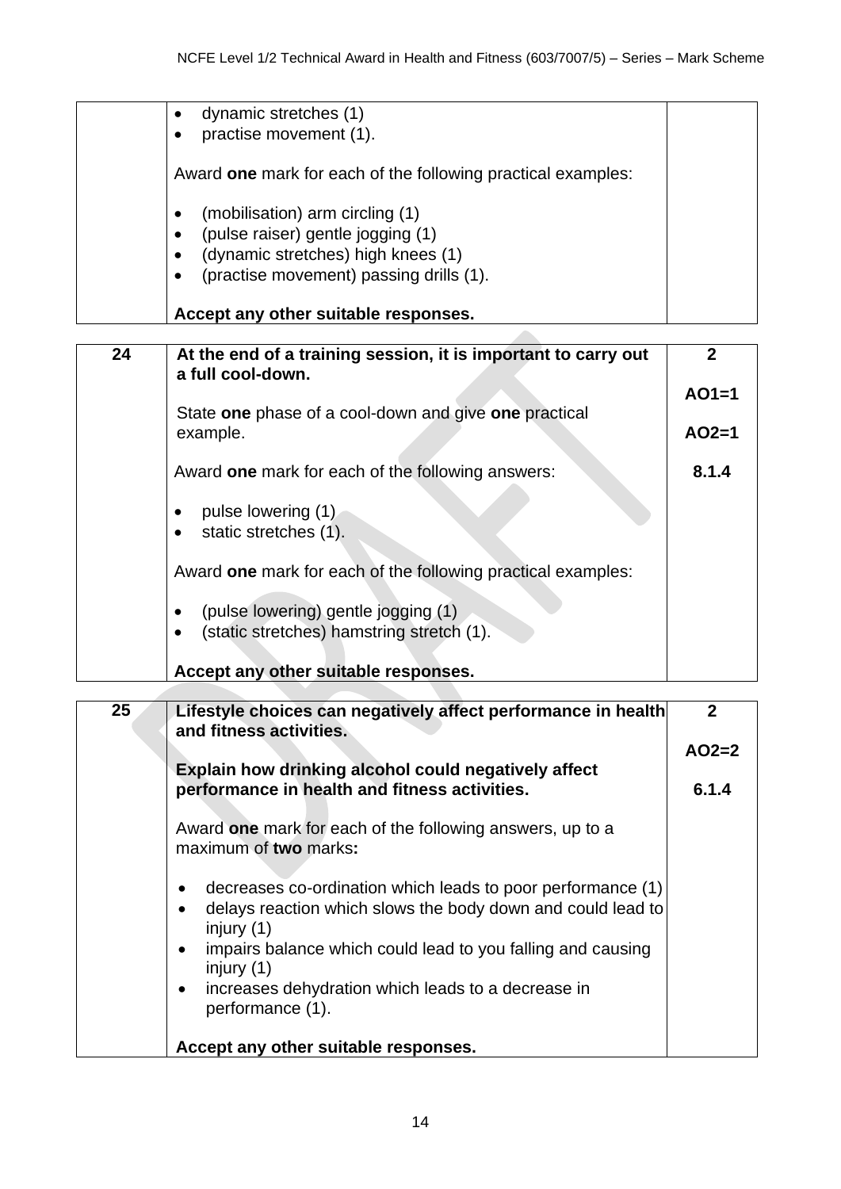| | | |
|---|---|---|
| | • dynamic stretches (1)<br>• practise movement (1).<br><br>Award **one** mark for each of the following practical examples:<br><br>• (mobilisation) arm circling (1)<br>• (pulse raiser) gentle jogging (1)<br>• (dynamic stretches) high knees (1)<br>• (practise movement) passing drills (1).<br><br>**Accept any other suitable responses.** | |

| | | |
|---|---|---|
| **24** | **At the end of a training session, it is important to carry out a full cool-down.**<br><br>State **one** phase of a cool-down and give **one** practical example.<br><br>Award **one** mark for each of the following answers:<br><br>• pulse lowering (1)<br>• static stretches (1).<br><br>Award **one** mark for each of the following practical examples:<br><br>• (pulse lowering) gentle jogging (1)<br>• (static stretches) hamstring stretch (1).<br><br>**Accept any other suitable responses.** | **2**<br><br>**AO1=1**<br><br>**AO2=1**<br><br>**8.1.4** |

| | | |
|---|---|---|
| **25** | **Lifestyle choices can negatively affect performance in health and fitness activities.**<br><br>**Explain how drinking alcohol could negatively affect performance in health and fitness activities.**<br><br>Award **one** mark for each of the following answers, up to a maximum of **two** marks**:**<br><br>• decreases co-ordination which leads to poor performance (1)<br>• delays reaction which slows the body down and could lead to injury (1)<br>• impairs balance which could lead to you falling and causing injury (1)<br>• increases dehydration which leads to a decrease in performance (1).<br><br>**Accept any other suitable responses.** | **2**<br><br>**AO2=2**<br><br>**6.1.4** |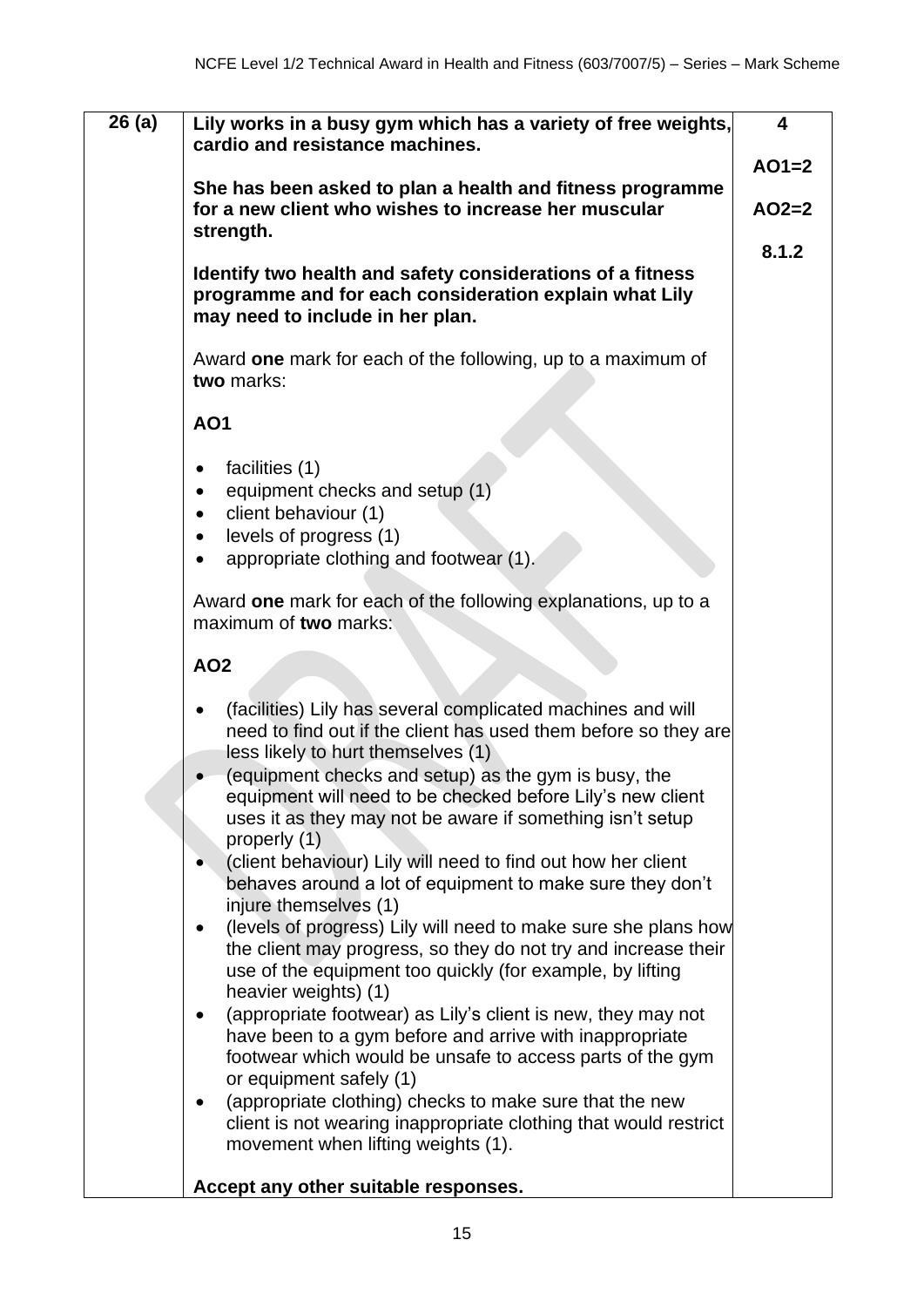| | | |
|---|---|---|
| **26 (a)** | **Lily works in a busy gym which has a variety of free weights, cardio and resistance machines.**<br><br>**She has been asked to plan a health and fitness programme for a new client who wishes to increase her muscular strength.**<br><br>**Identify two health and safety considerations of a fitness programme and for each consideration explain what Lily may need to include in her plan.**<br><br>Award **one** mark for each of the following, up to a maximum of **two** marks:<br><br>**AO1**<br><br>• facilities (1)<br>• equipment checks and setup (1)<br>• client behaviour (1)<br>• levels of progress (1)<br>• appropriate clothing and footwear (1).<br><br>Award **one** mark for each of the following explanations, up to a maximum of **two** marks:<br><br>**AO2**<br><br>• (facilities) Lily has several complicated machines and will need to find out if the client has used them before so they are less likely to hurt themselves (1)<br>• (equipment checks and setup) as the gym is busy, the equipment will need to be checked before Lily's new client uses it as they may not be aware if something isn't setup properly (1)<br>• (client behaviour) Lily will need to find out how her client behaves around a lot of equipment to make sure they don't injure themselves (1)<br>• (levels of progress) Lily will need to make sure she plans how the client may progress, so they do not try and increase their use of the equipment too quickly (for example, by lifting heavier weights) (1)<br>• (appropriate footwear) as Lily's client is new, they may not have been to a gym before and arrive with inappropriate footwear which would be unsafe to access parts of the gym or equipment safely (1)<br>• (appropriate clothing) checks to make sure that the new client is not wearing inappropriate clothing that would restrict movement when lifting weights (1).<br><br>**Accept any other suitable responses.** | **4**<br><br>**AO1=2**<br><br>**AO2=2**<br><br>**8.1.2** |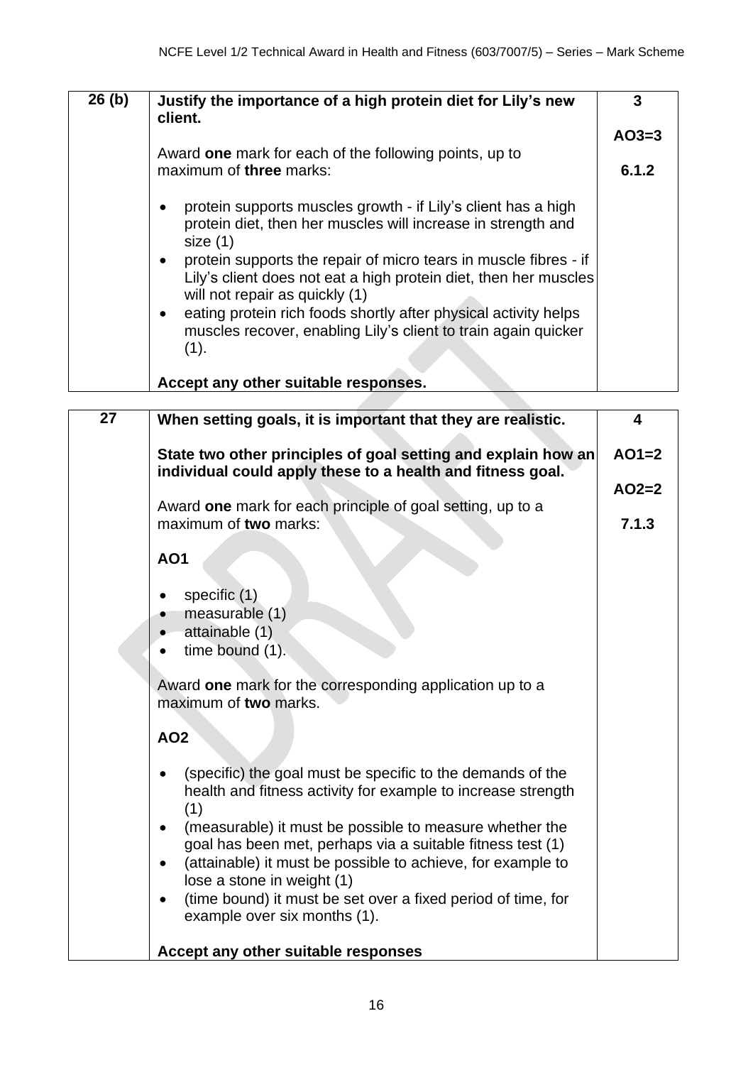| 26 (b) | **Justify the importance of a high protein diet for Lily's new client.**<br><br>Award **one** mark for each of the following points, up to maximum of **three** marks:<br><br>• protein supports muscles growth - if Lily's client has a high protein diet, then her muscles will increase in strength and size (1)<br>• protein supports the repair of micro tears in muscle fibres - if Lily's client does not eat a high protein diet, then her muscles will not repair as quickly (1)<br>• eating protein rich foods shortly after physical activity helps muscles recover, enabling Lily's client to train again quicker (1).<br><br>**Accept any other suitable responses.** | **3**<br><br>**AO3=3**<br><br>**6.1.2** |
|---|---|---|

| 27 | **When setting goals, it is important that they are realistic.**<br><br>**State two other principles of goal setting and explain how an individual could apply these to a health and fitness goal.**<br><br>Award **one** mark for each principle of goal setting, up to a maximum of **two** marks:<br><br>**AO1**<br><br>• specific (1)<br>• measurable (1)<br>• attainable (1)<br>• time bound (1).<br><br>Award **one** mark for the corresponding application up to a maximum of **two** marks.<br><br>**AO2**<br><br>• (specific) the goal must be specific to the demands of the health and fitness activity for example to increase strength (1)<br>• (measurable) it must be possible to measure whether the goal has been met, perhaps via a suitable fitness test (1)<br>• (attainable) it must be possible to achieve, for example to lose a stone in weight (1)<br>• (time bound) it must be set over a fixed period of time, for example over six months (1).<br><br>**Accept any other suitable responses** | **4**<br><br>**AO1=2**<br><br>**AO2=2**<br><br>**7.1.3** |
|---|---|---|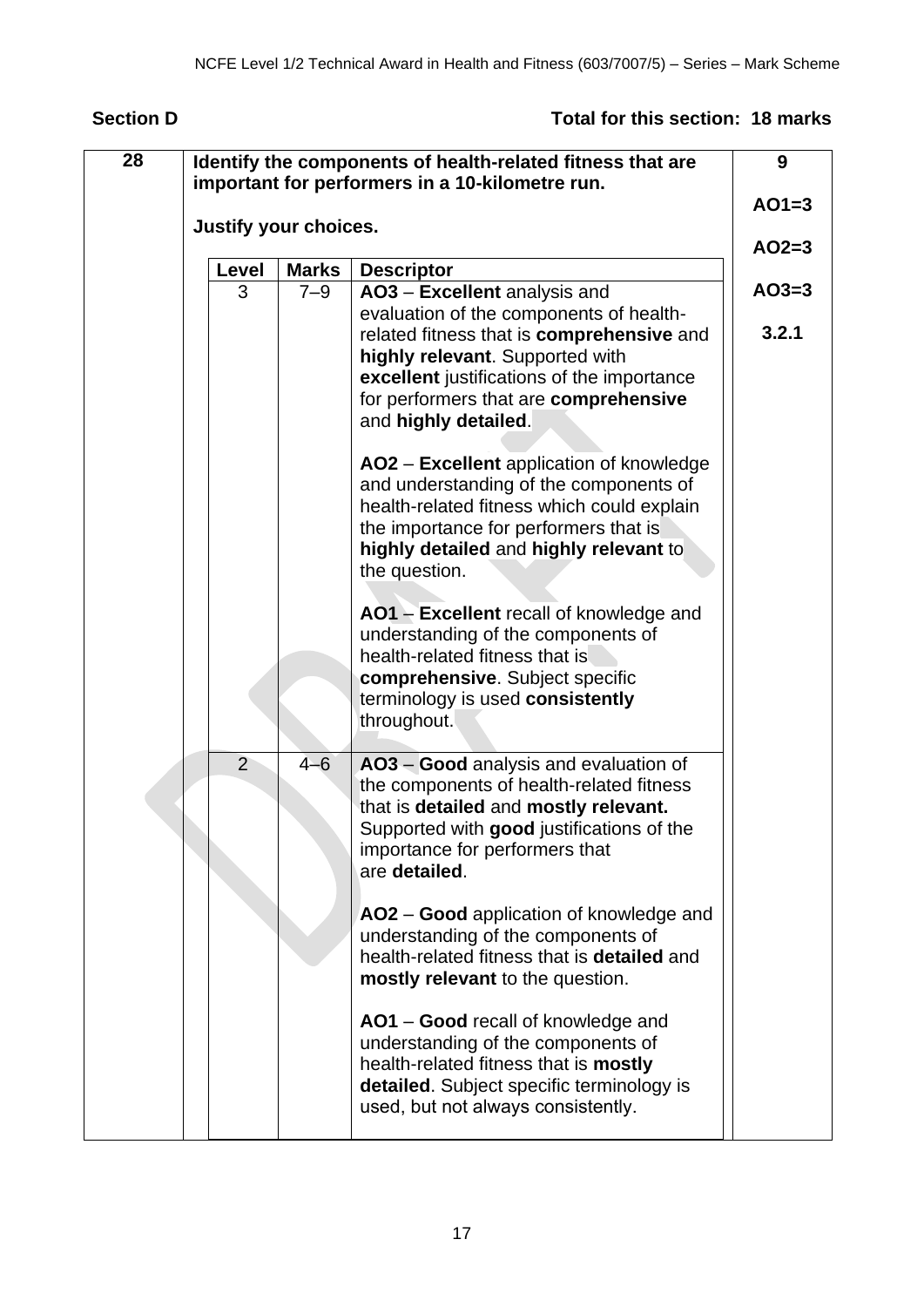## Section D

**Total for this section: 18 marks**

| 28 | **Identify the components of health-related fitness that are important for performers in a 10-kilometre run.**<br><br>**Justify your choices.** | **9**<br><br>**AO1=3**<br><br>**AO2=3**<br><br>**AO3=3**<br><br>**3.2.1** |
|---|---|---|

| Level | Marks | Descriptor |
|---|---|---|
| 3 | 7–9 | AO3 – **Excellent** analysis and evaluation of the components of health-related fitness that is **comprehensive** and **highly relevant**. Supported with **excellent** justifications of the importance for performers that are **comprehensive** and **highly detailed**.<br><br>AO2 – **Excellent** application of knowledge and understanding of the components of health-related fitness which could explain the importance for performers that is **highly detailed** and **highly relevant** to the question.<br><br>AO1 – **Excellent** recall of knowledge and understanding of the components of health-related fitness that is **comprehensive**. Subject specific terminology is used **consistently** throughout. |
| 2 | 4–6 | AO3 – **Good** analysis and evaluation of the components of health-related fitness that is **detailed** and **mostly relevant.** Supported with **good** justifications of the importance for performers that are **detailed**.<br><br>AO2 – **Good** application of knowledge and understanding of the components of health-related fitness that is **detailed** and **mostly relevant** to the question.<br><br>AO1 – **Good** recall of knowledge and understanding of the components of health-related fitness that is **mostly detailed**. Subject specific terminology is used, but not always consistently. |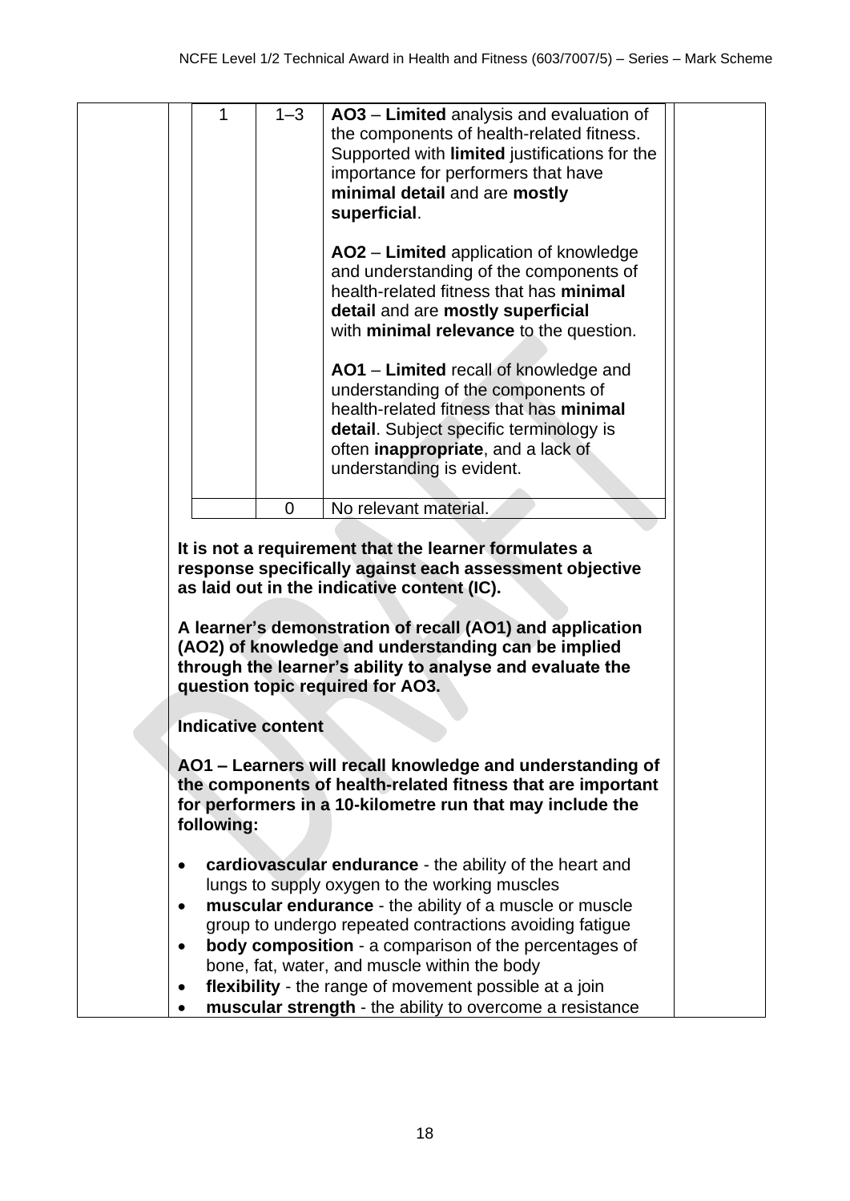| Level | Marks | Description |
|---|---|---|
| 1 | 1–3 | **AO3** – **Limited** analysis and evaluation of the components of health-related fitness. Supported with **limited** justifications for the importance for performers that have **minimal detail** and are **mostly superficial**.<br><br>**AO2** – **Limited** application of knowledge and understanding of the components of health-related fitness that has **minimal detail** and are **mostly superficial** with **minimal relevance** to the question.<br><br>**AO1** – **Limited** recall of knowledge and understanding of the components of health-related fitness that has **minimal detail**. Subject specific terminology is often **inappropriate**, and a lack of understanding is evident. |
| | 0 | No relevant material. |

**It is not a requirement that the learner formulates a response specifically against each assessment objective as laid out in the indicative content (IC).**

**A learner's demonstration of recall (AO1) and application (AO2) of knowledge and understanding can be implied through the learner's ability to analyse and evaluate the question topic required for AO3.**

**Indicative content**

**AO1 – Learners will recall knowledge and understanding of the components of health-related fitness that are important for performers in a 10-kilometre run that may include the following:**

- **cardiovascular endurance** - the ability of the heart and lungs to supply oxygen to the working muscles
- **muscular endurance** - the ability of a muscle or muscle group to undergo repeated contractions avoiding fatigue
- **body composition** - a comparison of the percentages of bone, fat, water, and muscle within the body
- **flexibility** - the range of movement possible at a join
- **muscular strength** - the ability to overcome a resistance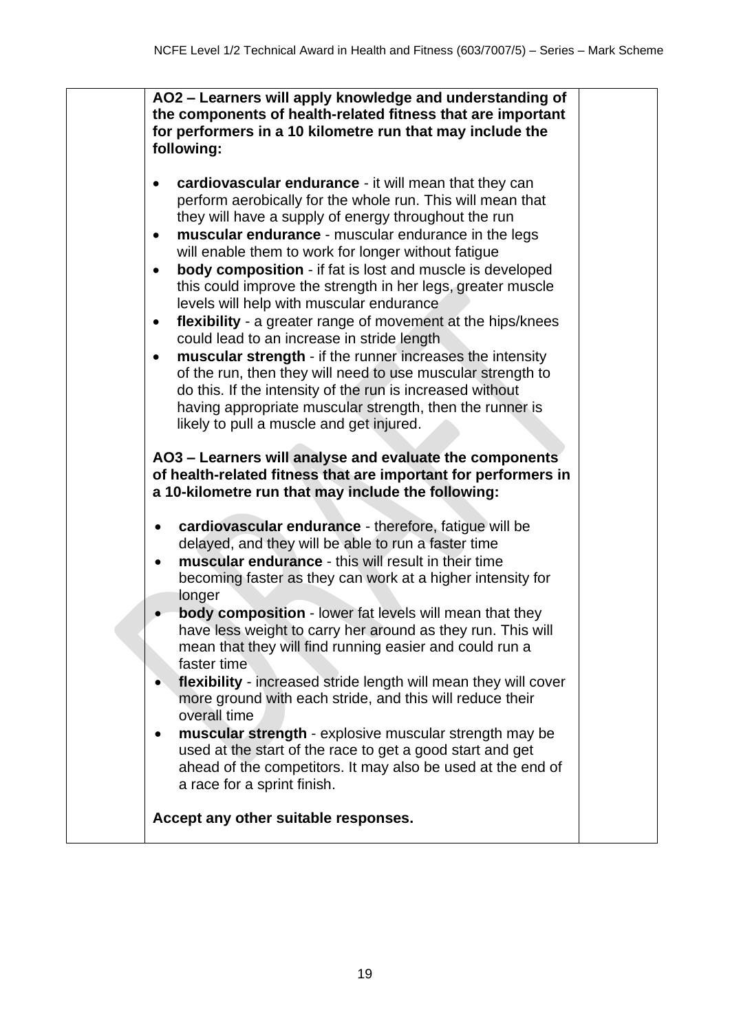**AO2 – Learners will apply knowledge and understanding of the components of health-related fitness that are important for performers in a 10 kilometre run that may include the following:**

- **cardiovascular endurance** - it will mean that they can perform aerobically for the whole run. This will mean that they will have a supply of energy throughout the run
- **muscular endurance** - muscular endurance in the legs will enable them to work for longer without fatigue
- **body composition** - if fat is lost and muscle is developed this could improve the strength in her legs, greater muscle levels will help with muscular endurance
- **flexibility** - a greater range of movement at the hips/knees could lead to an increase in stride length
- **muscular strength** - if the runner increases the intensity of the run, then they will need to use muscular strength to do this. If the intensity of the run is increased without having appropriate muscular strength, then the runner is likely to pull a muscle and get injured.

**AO3 – Learners will analyse and evaluate the components of health-related fitness that are important for performers in a 10-kilometre run that may include the following:**

- **cardiovascular endurance** - therefore, fatigue will be delayed, and they will be able to run a faster time
- **muscular endurance** - this will result in their time becoming faster as they can work at a higher intensity for longer
- **body composition** - lower fat levels will mean that they have less weight to carry her around as they run. This will mean that they will find running easier and could run a faster time
- **flexibility** - increased stride length will mean they will cover more ground with each stride, and this will reduce their overall time
- **muscular strength** - explosive muscular strength may be used at the start of the race to get a good start and get ahead of the competitors. It may also be used at the end of a race for a sprint finish.

**Accept any other suitable responses.**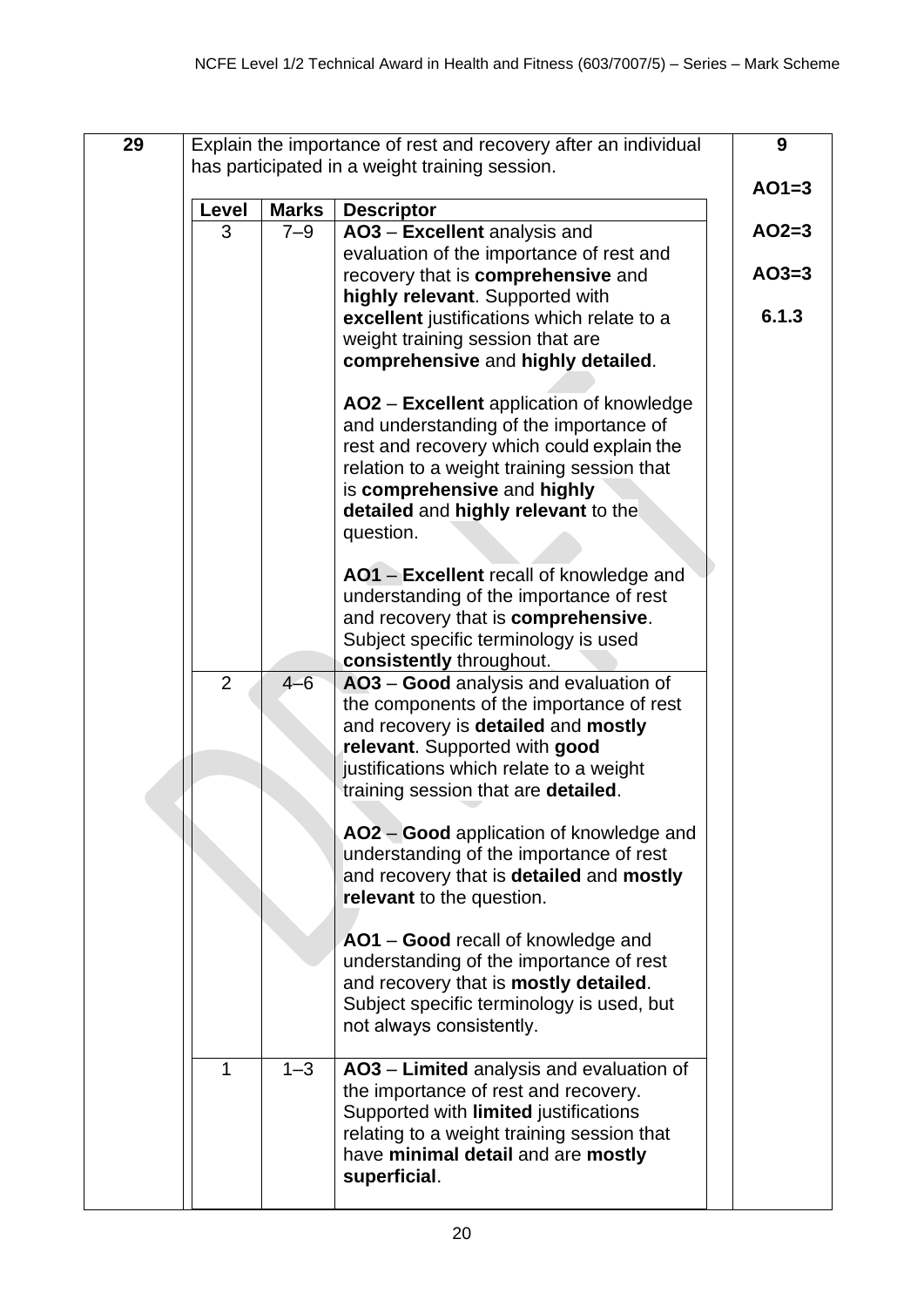| 29 | Explain the importance of rest and recovery after an individual has participated in a weight training session. | | | 9<br><br>AO1=3<br><br>AO2=3<br><br>AO3=3<br><br>6.1.3 |
|---|---|---|---|---|
| | **Level** | **Marks** | **Descriptor** | |
| | 3 | 7–9 | **AO3** – **Excellent** analysis and evaluation of the importance of rest and recovery that is **comprehensive** and **highly relevant**. Supported with **excellent** justifications which relate to a weight training session that are **comprehensive** and **highly detailed**.<br><br>**AO2** – **Excellent** application of knowledge and understanding of the importance of rest and recovery which could explain the relation to a weight training session that is **comprehensive** and **highly detailed** and **highly relevant** to the question.<br><br>**AO1** – **Excellent** recall of knowledge and understanding of the importance of rest and recovery that is **comprehensive**. Subject specific terminology is used **consistently** throughout. | |
| | 2 | 4–6 | **AO3** – **Good** analysis and evaluation of the components of the importance of rest and recovery is **detailed** and **mostly relevant**. Supported with **good** justifications which relate to a weight training session that are **detailed**.<br><br>**AO2** – **Good** application of knowledge and understanding of the importance of rest and recovery that is **detailed** and **mostly relevant** to the question.<br><br>**AO1** – **Good** recall of knowledge and understanding of the importance of rest and recovery that is **mostly detailed**. Subject specific terminology is used, but not always consistently. | |
| | 1 | 1–3 | **AO3** – **Limited** analysis and evaluation of the importance of rest and recovery. Supported with **limited** justifications relating to a weight training session that have **minimal detail** and are **mostly superficial**. | |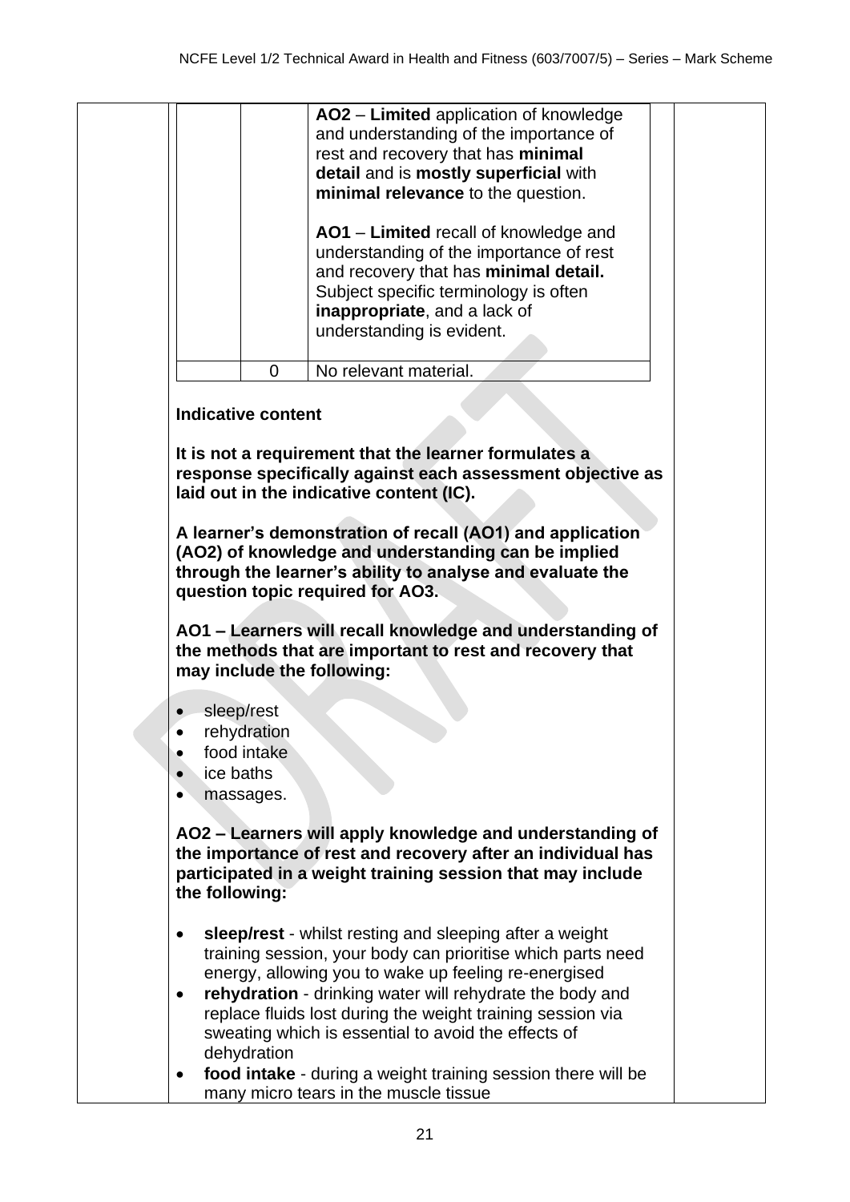| | | |
|---|---|---|
| | | **AO2** – **Limited** application of knowledge and understanding of the importance of rest and recovery that has **minimal detail** and is **mostly superficial** with **minimal relevance** to the question.<br><br>**AO1** – **Limited** recall of knowledge and understanding of the importance of rest and recovery that has **minimal detail.** Subject specific terminology is often **inappropriate**, and a lack of understanding is evident. |
| | 0 | No relevant material. |

**Indicative content**

**It is not a requirement that the learner formulates a response specifically against each assessment objective as laid out in the indicative content (IC).**

**A learner's demonstration of recall (AO1) and application (AO2) of knowledge and understanding can be implied through the learner's ability to analyse and evaluate the question topic required for AO3.**

**AO1 – Learners will recall knowledge and understanding of the methods that are important to rest and recovery that may include the following:**

- sleep/rest
- rehydration
- food intake
- ice baths
- massages.

**AO2 – Learners will apply knowledge and understanding of the importance of rest and recovery after an individual has participated in a weight training session that may include the following:**

- **sleep/rest** - whilst resting and sleeping after a weight training session, your body can prioritise which parts need energy, allowing you to wake up feeling re-energised
- **rehydration** - drinking water will rehydrate the body and replace fluids lost during the weight training session via sweating which is essential to avoid the effects of dehydration
- **food intake** - during a weight training session there will be many micro tears in the muscle tissue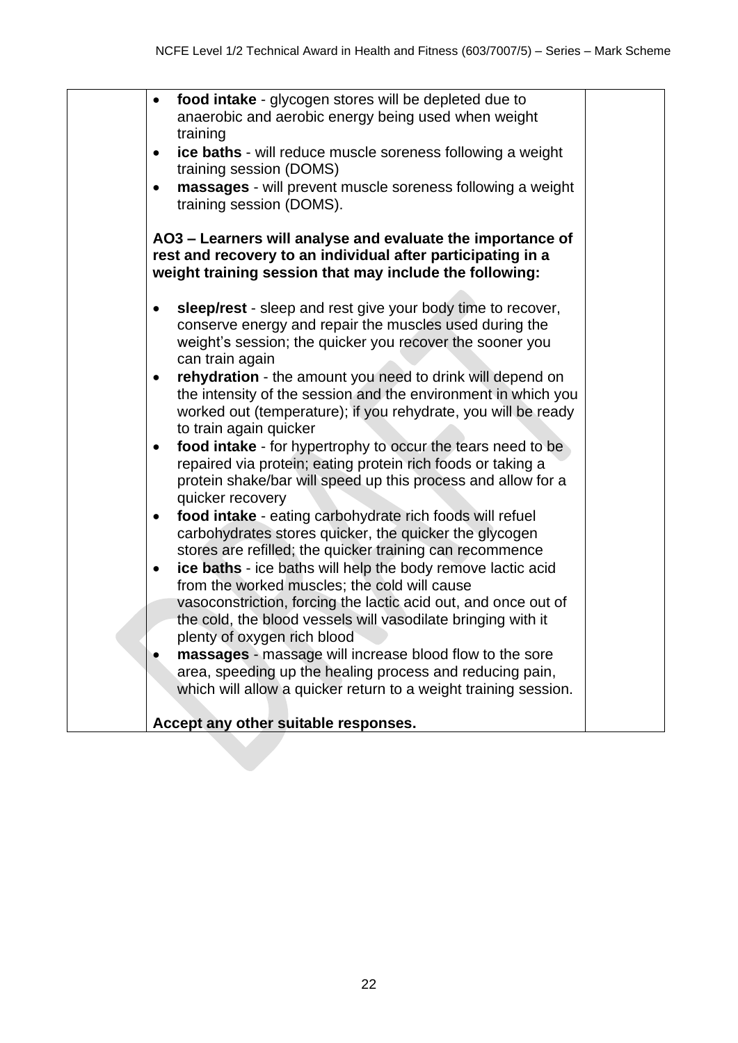| | | |
|---|---|---|
| | • **food intake** - glycogen stores will be depleted due to anaerobic and aerobic energy being used when weight training<br>• **ice baths** - will reduce muscle soreness following a weight training session (DOMS)<br>• **massages** - will prevent muscle soreness following a weight training session (DOMS).<br><br>**AO3 – Learners will analyse and evaluate the importance of rest and recovery to an individual after participating in a weight training session that may include the following:**<br><br>• **sleep/rest** - sleep and rest give your body time to recover, conserve energy and repair the muscles used during the weight's session; the quicker you recover the sooner you can train again<br>• **rehydration** - the amount you need to drink will depend on the intensity of the session and the environment in which you worked out (temperature); if you rehydrate, you will be ready to train again quicker<br>• **food intake** - for hypertrophy to occur the tears need to be repaired via protein; eating protein rich foods or taking a protein shake/bar will speed up this process and allow for a quicker recovery<br>• **food intake** - eating carbohydrate rich foods will refuel carbohydrates stores quicker, the quicker the glycogen stores are refilled; the quicker training can recommence<br>• **ice baths** - ice baths will help the body remove lactic acid from the worked muscles; the cold will cause vasoconstriction, forcing the lactic acid out, and once out of the cold, the blood vessels will vasodilate bringing with it plenty of oxygen rich blood<br>• **massages** - massage will increase blood flow to the sore area, speeding up the healing process and reducing pain, which will allow a quicker return to a weight training session.<br><br>**Accept any other suitable responses.** | |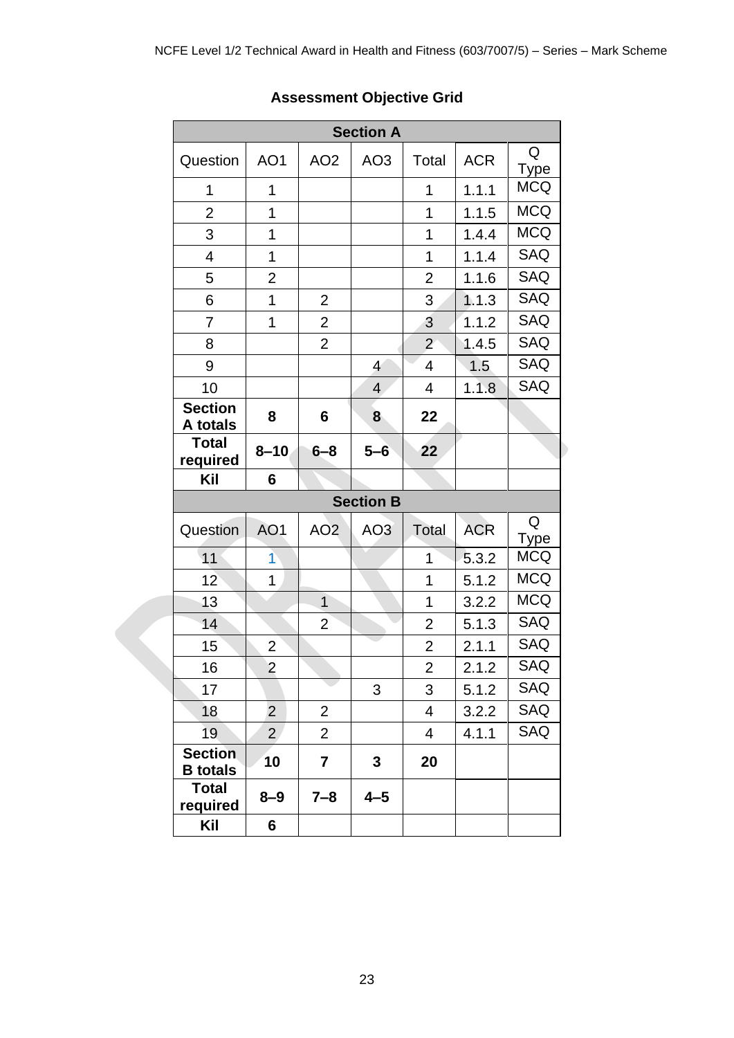## Assessment Objective Grid

| Section A | | | | | | |
|---|---|---|---|---|---|---|
| Question | AO1 | AO2 | AO3 | Total | ACR | Q Type |
| 1 | 1 | | | 1 | 1.1.1 | MCQ |
| 2 | 1 | | | 1 | 1.1.5 | MCQ |
| 3 | 1 | | | 1 | 1.4.4 | MCQ |
| 4 | 1 | | | 1 | 1.1.4 | SAQ |
| 5 | 2 | | | 2 | 1.1.6 | SAQ |
| 6 | 1 | 2 | | 3 | 1.1.3 | SAQ |
| 7 | 1 | 2 | | 3 | 1.1.2 | SAQ |
| 8 | | 2 | | 2 | 1.4.5 | SAQ |
| 9 | | | 4 | 4 | 1.5 | SAQ |
| 10 | | | 4 | 4 | 1.1.8 | SAQ |
| **Section A totals** | **8** | **6** | **8** | **22** | | |
| **Total required** | **8–10** | **6–8** | **5–6** | **22** | | |
| **Kil** | **6** | | | | | |

| Section B | | | | | | |
|---|---|---|---|---|---|---|
| Question | AO1 | AO2 | AO3 | Total | ACR | Q Type |
| 11 | 1 | | | 1 | 5.3.2 | MCQ |
| 12 | 1 | | | 1 | 5.1.2 | MCQ |
| 13 | | 1 | | 1 | 3.2.2 | MCQ |
| 14 | | 2 | | 2 | 5.1.3 | SAQ |
| 15 | 2 | | | 2 | 2.1.1 | SAQ |
| 16 | 2 | | | 2 | 2.1.2 | SAQ |
| 17 | | | 3 | 3 | 5.1.2 | SAQ |
| 18 | 2 | 2 | | 4 | 3.2.2 | SAQ |
| 19 | 2 | 2 | | 4 | 4.1.1 | SAQ |
| **Section B totals** | **10** | **7** | **3** | **20** | | |
| **Total required** | **8–9** | **7–8** | **4–5** | | | |
| **Kil** | **6** | | | | | |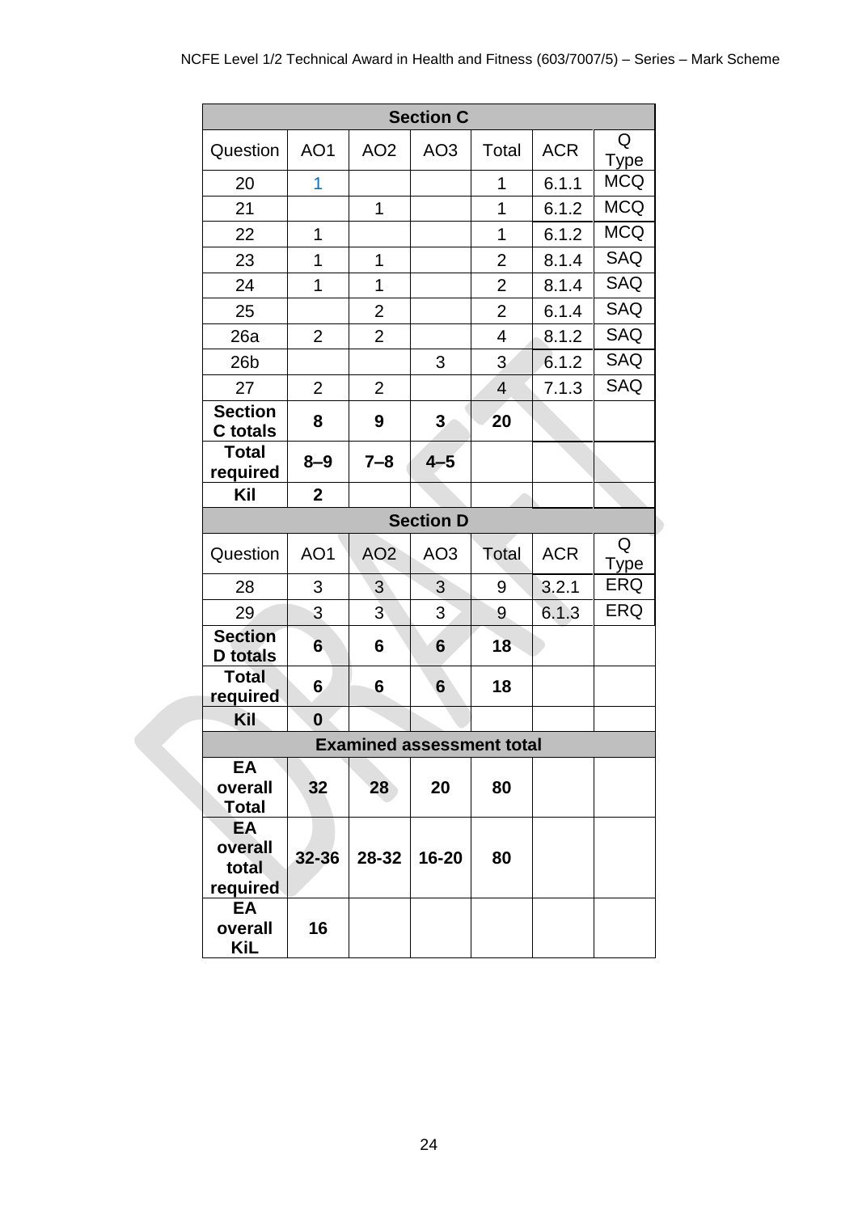| Section C | | | | | | |
|---|---|---|---|---|---|---|
| Question | AO1 | AO2 | AO3 | Total | ACR | Q Type |
| 20 | 1 | | | 1 | 6.1.1 | MCQ |
| 21 | | 1 | | 1 | 6.1.2 | MCQ |
| 22 | 1 | | | 1 | 6.1.2 | MCQ |
| 23 | 1 | 1 | | 2 | 8.1.4 | SAQ |
| 24 | 1 | 1 | | 2 | 8.1.4 | SAQ |
| 25 | | 2 | | 2 | 6.1.4 | SAQ |
| 26a | 2 | 2 | | 4 | 8.1.2 | SAQ |
| 26b | | | 3 | 3 | 6.1.2 | SAQ |
| 27 | 2 | 2 | | 4 | 7.1.3 | SAQ |
| **Section C totals** | **8** | **9** | **3** | **20** | | |
| **Total required** | **8–9** | **7–8** | **4–5** | | | |
| **Kil** | **2** | | | | | |
| **Section D** | | | | | | |
| Question | AO1 | AO2 | AO3 | Total | ACR | Q Type |
| 28 | 3 | 3 | 3 | 9 | 3.2.1 | ERQ |
| 29 | 3 | 3 | 3 | 9 | 6.1.3 | ERQ |
| **Section D totals** | **6** | **6** | **6** | **18** | | |
| **Total required** | **6** | **6** | **6** | **18** | | |
| **Kil** | **0** | | | | | |
| **Examined assessment total** | | | | | | |
| **EA overall Total** | **32** | **28** | **20** | **80** | | |
| **EA overall total required** | **32-36** | **28-32** | **16-20** | **80** | | |
| **EA overall KiL** | **16** | | | | | |